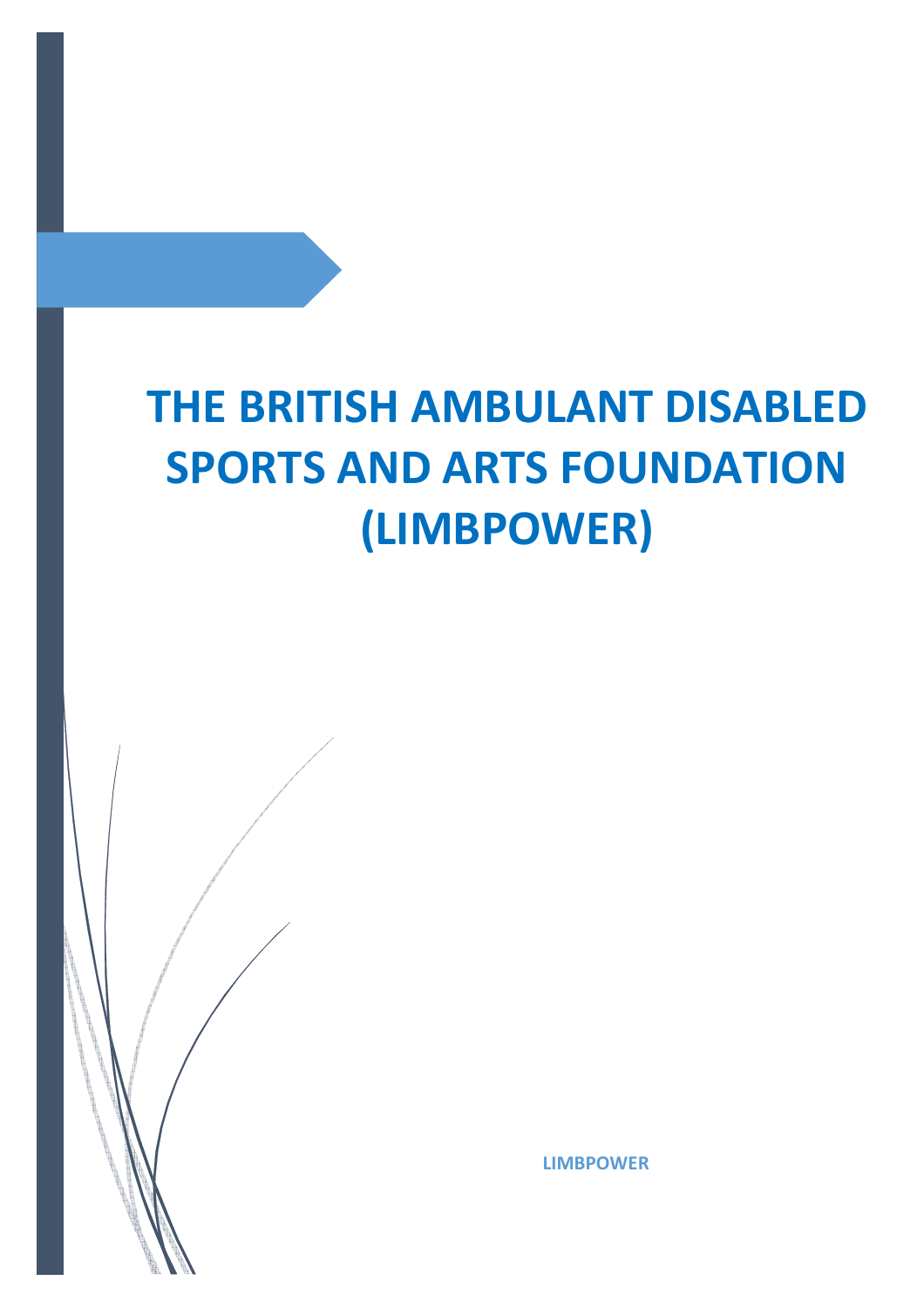# THE BRITISH AMBULANT DISABLED SPORTS AND ARTS FOUNDATION (LIMBPOWER)

**LIMBPOWER**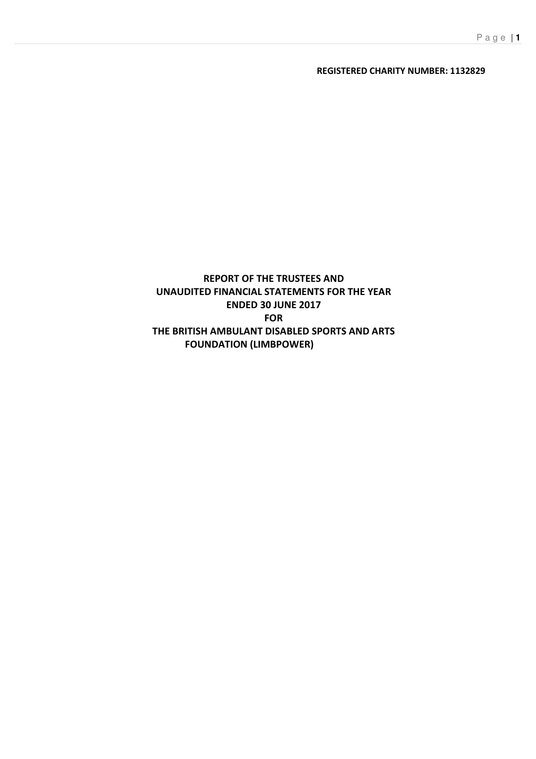**REGISTERED CHARITY NUMBER: 1132829**

# REPORT OF THE TRUSTEES AND UNAUDITED FINANCIAL STATEMENTS FOR THE YEAR ENDED 30 JUNE 2017 FOR THE BRITISH AMBULANT DISABLED SPORTS AND ARTS FOUNDATION (LIMBPOWER)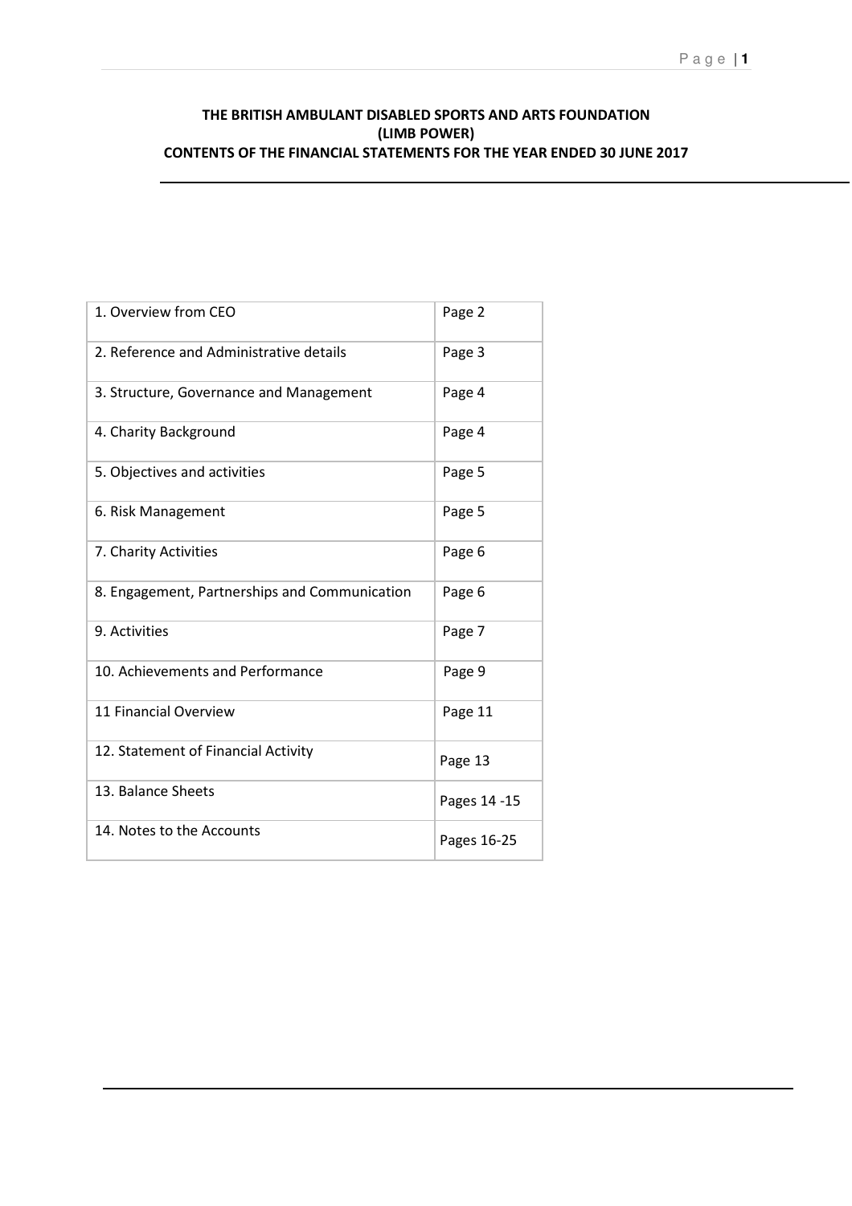**THE BRITISH AMBULANT DISABLED SPORTS AND ARTS FOUNDATION**
**(LIMB POWER)**
**CONTENTS OF THE FINANCIAL STATEMENTS FOR THE YEAR ENDED 30 JUNE 2017**

| | |
|---|---|
| 1. Overview from CEO | Page 2 |
| 2. Reference and Administrative details | Page 3 |
| 3. Structure, Governance and Management | Page 4 |
| 4. Charity Background | Page 4 |
| 5. Objectives and activities | Page 5 |
| 6. Risk Management | Page 5 |
| 7. Charity Activities | Page 6 |
| 8. Engagement, Partnerships and Communication | Page 6 |
| 9. Activities | Page 7 |
| 10. Achievements and Performance | Page 9 |
| 11 Financial Overview | Page 11 |
| 12. Statement of Financial Activity | Page 13 |
| 13. Balance Sheets | Pages 14 -15 |
| 14. Notes to the Accounts | Pages 16-25 |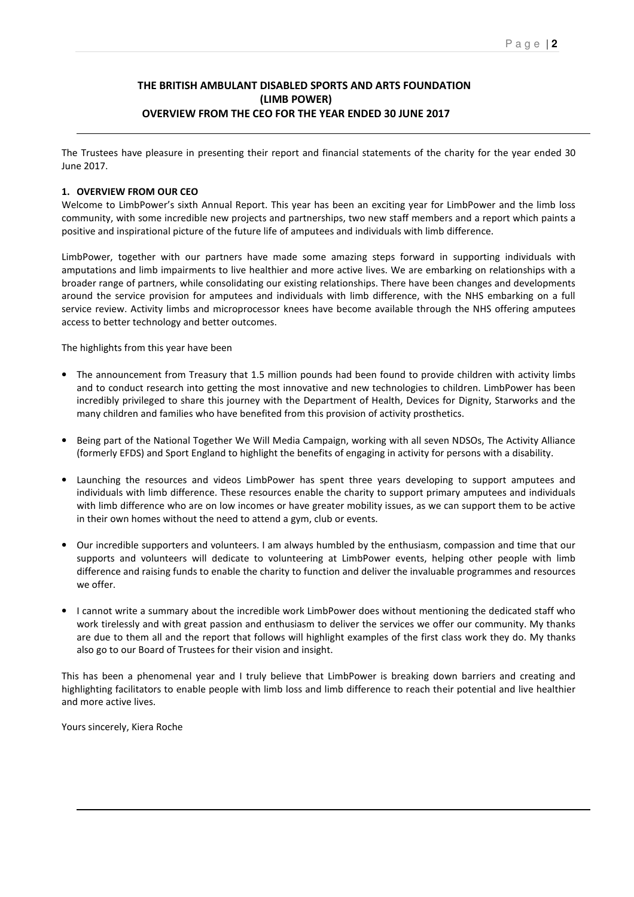# THE BRITISH AMBULANT DISABLED SPORTS AND ARTS FOUNDATION (LIMB POWER) OVERVIEW FROM THE CEO FOR THE YEAR ENDED 30 JUNE 2017

The Trustees have pleasure in presenting their report and financial statements of the charity for the year ended 30 June 2017.

## 1. OVERVIEW FROM OUR CEO

Welcome to LimbPower's sixth Annual Report. This year has been an exciting year for LimbPower and the limb loss community, with some incredible new projects and partnerships, two new staff members and a report which paints a positive and inspirational picture of the future life of amputees and individuals with limb difference.

LimbPower, together with our partners have made some amazing steps forward in supporting individuals with amputations and limb impairments to live healthier and more active lives. We are embarking on relationships with a broader range of partners, while consolidating our existing relationships. There have been changes and developments around the service provision for amputees and individuals with limb difference, with the NHS embarking on a full service review. Activity limbs and microprocessor knees have become available through the NHS offering amputees access to better technology and better outcomes.

The highlights from this year have been

- The announcement from Treasury that 1.5 million pounds had been found to provide children with activity limbs and to conduct research into getting the most innovative and new technologies to children. LimbPower has been incredibly privileged to share this journey with the Department of Health, Devices for Dignity, Starworks and the many children and families who have benefited from this provision of activity prosthetics.

- Being part of the National Together We Will Media Campaign, working with all seven NDSOs, The Activity Alliance (formerly EFDS) and Sport England to highlight the benefits of engaging in activity for persons with a disability.

- Launching the resources and videos LimbPower has spent three years developing to support amputees and individuals with limb difference. These resources enable the charity to support primary amputees and individuals with limb difference who are on low incomes or have greater mobility issues, as we can support them to be active in their own homes without the need to attend a gym, club or events.

- Our incredible supporters and volunteers. I am always humbled by the enthusiasm, compassion and time that our supports and volunteers will dedicate to volunteering at LimbPower events, helping other people with limb difference and raising funds to enable the charity to function and deliver the invaluable programmes and resources we offer.

- I cannot write a summary about the incredible work LimbPower does without mentioning the dedicated staff who work tirelessly and with great passion and enthusiasm to deliver the services we offer our community. My thanks are due to them all and the report that follows will highlight examples of the first class work they do. My thanks also go to our Board of Trustees for their vision and insight.

This has been a phenomenal year and I truly believe that LimbPower is breaking down barriers and creating and highlighting facilitators to enable people with limb loss and limb difference to reach their potential and live healthier and more active lives.

Yours sincerely, Kiera Roche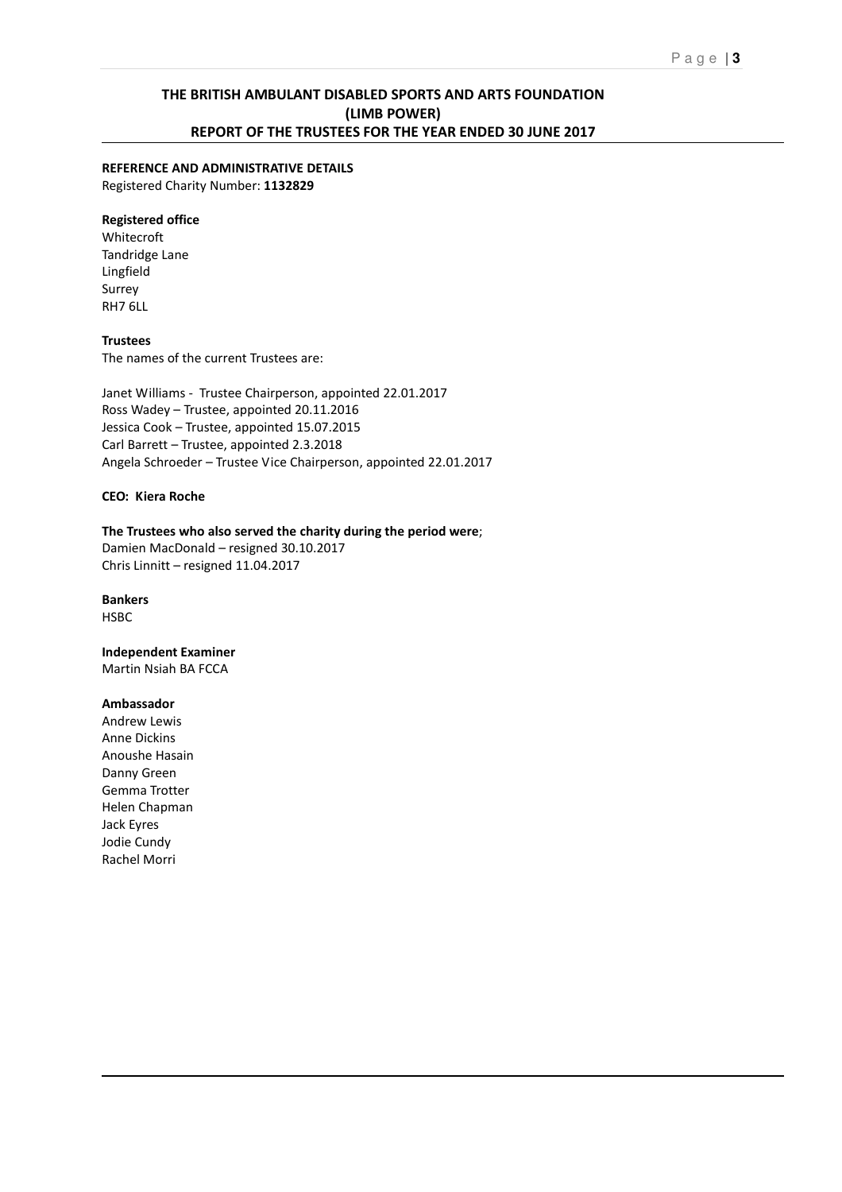# THE BRITISH AMBULANT DISABLED SPORTS AND ARTS FOUNDATION (LIMB POWER)
## REPORT OF THE TRUSTEES FOR THE YEAR ENDED 30 JUNE 2017

**REFERENCE AND ADMINISTRATIVE DETAILS**
Registered Charity Number: **1132829**

**Registered office**
Whitecroft
Tandridge Lane
Lingfield
Surrey
RH7 6LL

**Trustees**
The names of the current Trustees are:

Janet Williams - Trustee Chairperson, appointed 22.01.2017
Ross Wadey – Trustee, appointed 20.11.2016
Jessica Cook – Trustee, appointed 15.07.2015
Carl Barrett – Trustee, appointed 2.3.2018
Angela Schroeder – Trustee Vice Chairperson, appointed 22.01.2017

**CEO: Kiera Roche**

**The Trustees who also served the charity during the period were**;
Damien MacDonald – resigned 30.10.2017
Chris Linnitt – resigned 11.04.2017

**Bankers**
HSBC

**Independent Examiner**
Martin Nsiah BA FCCA

**Ambassador**
Andrew Lewis
Anne Dickins
Anoushe Hasain
Danny Green
Gemma Trotter
Helen Chapman
Jack Eyres
Jodie Cundy
Rachel Morri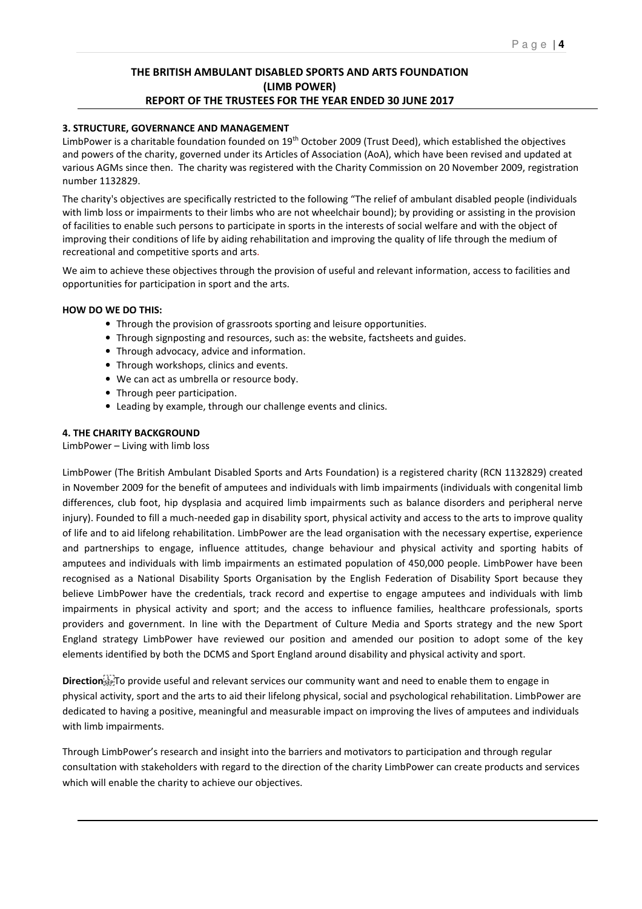# THE BRITISH AMBULANT DISABLED SPORTS AND ARTS FOUNDATION (LIMB POWER) REPORT OF THE TRUSTEES FOR THE YEAR ENDED 30 JUNE 2017

## 3. STRUCTURE, GOVERNANCE AND MANAGEMENT

LimbPower is a charitable foundation founded on 19th October 2009 (Trust Deed), which established the objectives and powers of the charity, governed under its Articles of Association (AoA), which have been revised and updated at various AGMs since then. The charity was registered with the Charity Commission on 20 November 2009, registration number 1132829.

The charity's objectives are specifically restricted to the following "The relief of ambulant disabled people (individuals with limb loss or impairments to their limbs who are not wheelchair bound); by providing or assisting in the provision of facilities to enable such persons to participate in sports in the interests of social welfare and with the object of improving their conditions of life by aiding rehabilitation and improving the quality of life through the medium of recreational and competitive sports and arts.

We aim to achieve these objectives through the provision of useful and relevant information, access to facilities and opportunities for participation in sport and the arts.

**HOW DO WE DO THIS:**

- Through the provision of grassroots sporting and leisure opportunities.
- Through signposting and resources, such as: the website, factsheets and guides.
- Through advocacy, advice and information.
- Through workshops, clinics and events.
- We can act as umbrella or resource body.
- Through peer participation.
- Leading by example, through our challenge events and clinics.

## 4. THE CHARITY BACKGROUND

LimbPower – Living with limb loss

LimbPower (The British Ambulant Disabled Sports and Arts Foundation) is a registered charity (RCN 1132829) created in November 2009 for the benefit of amputees and individuals with limb impairments (individuals with congenital limb differences, club foot, hip dysplasia and acquired limb impairments such as balance disorders and peripheral nerve injury). Founded to fill a much-needed gap in disability sport, physical activity and access to the arts to improve quality of life and to aid lifelong rehabilitation. LimbPower are the lead organisation with the necessary expertise, experience and partnerships to engage, influence attitudes, change behaviour and physical activity and sporting habits of amputees and individuals with limb impairments an estimated population of 450,000 people. LimbPower have been recognised as a National Disability Sports Organisation by the English Federation of Disability Sport because they believe LimbPower have the credentials, track record and expertise to engage amputees and individuals with limb impairments in physical activity and sport; and the access to influence families, healthcare professionals, sports providers and government. In line with the Department of Culture Media and Sports strategy and the new Sport England strategy LimbPower have reviewed our position and amended our position to adopt some of the key elements identified by both the DCMS and Sport England around disability and physical activity and sport.

**Direction** To provide useful and relevant services our community want and need to enable them to engage in physical activity, sport and the arts to aid their lifelong physical, social and psychological rehabilitation. LimbPower are dedicated to having a positive, meaningful and measurable impact on improving the lives of amputees and individuals with limb impairments.

Through LimbPower's research and insight into the barriers and motivators to participation and through regular consultation with stakeholders with regard to the direction of the charity LimbPower can create products and services which will enable the charity to achieve our objectives.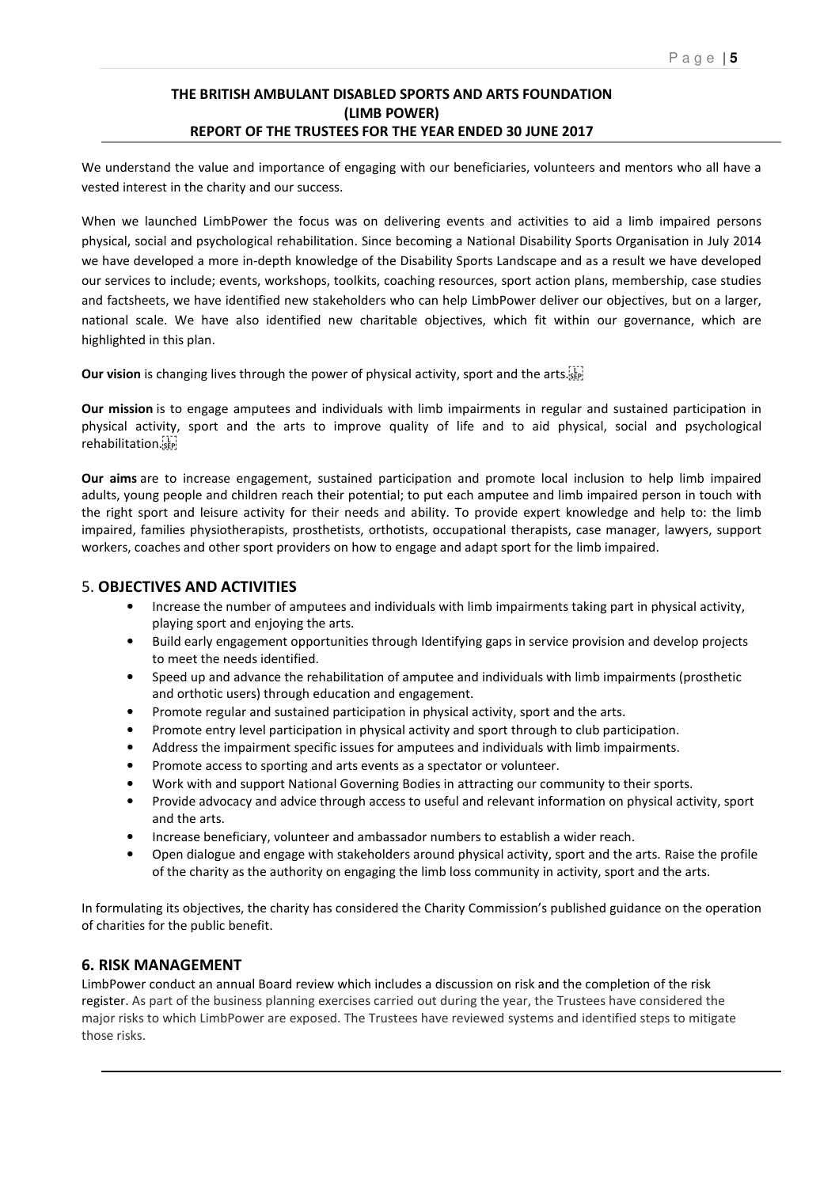We understand the value and importance of engaging with our beneficiaries, volunteers and mentors who all have a vested interest in the charity and our success.

When we launched LimbPower the focus was on delivering events and activities to aid a limb impaired persons physical, social and psychological rehabilitation. Since becoming a National Disability Sports Organisation in July 2014 we have developed a more in-depth knowledge of the Disability Sports Landscape and as a result we have developed our services to include; events, workshops, toolkits, coaching resources, sport action plans, membership, case studies and factsheets, we have identified new stakeholders who can help LimbPower deliver our objectives, but on a larger, national scale. We have also identified new charitable objectives, which fit within our governance, which are highlighted in this plan.

**Our vision** is changing lives through the power of physical activity, sport and the arts.

**Our mission** is to engage amputees and individuals with limb impairments in regular and sustained participation in physical activity, sport and the arts to improve quality of life and to aid physical, social and psychological rehabilitation.

**Our aims** are to increase engagement, sustained participation and promote local inclusion to help limb impaired adults, young people and children reach their potential; to put each amputee and limb impaired person in touch with the right sport and leisure activity for their needs and ability. To provide expert knowledge and help to: the limb impaired, families physiotherapists, prosthetists, orthotists, occupational therapists, case manager, lawyers, support workers, coaches and other sport providers on how to engage and adapt sport for the limb impaired.

## 5. OBJECTIVES AND ACTIVITIES

- Increase the number of amputees and individuals with limb impairments taking part in physical activity, playing sport and enjoying the arts.
- Build early engagement opportunities through Identifying gaps in service provision and develop projects to meet the needs identified.
- Speed up and advance the rehabilitation of amputee and individuals with limb impairments (prosthetic and orthotic users) through education and engagement.
- Promote regular and sustained participation in physical activity, sport and the arts.
- Promote entry level participation in physical activity and sport through to club participation.
- Address the impairment specific issues for amputees and individuals with limb impairments.
- Promote access to sporting and arts events as a spectator or volunteer.
- Work with and support National Governing Bodies in attracting our community to their sports.
- Provide advocacy and advice through access to useful and relevant information on physical activity, sport and the arts.
- Increase beneficiary, volunteer and ambassador numbers to establish a wider reach.
- Open dialogue and engage with stakeholders around physical activity, sport and the arts. Raise the profile of the charity as the authority on engaging the limb loss community in activity, sport and the arts.

In formulating its objectives, the charity has considered the Charity Commission's published guidance on the operation of charities for the public benefit.

## 6. RISK MANAGEMENT

LimbPower conduct an annual Board review which includes a discussion on risk and the completion of the risk register. As part of the business planning exercises carried out during the year, the Trustees have considered the major risks to which LimbPower are exposed. The Trustees have reviewed systems and identified steps to mitigate those risks.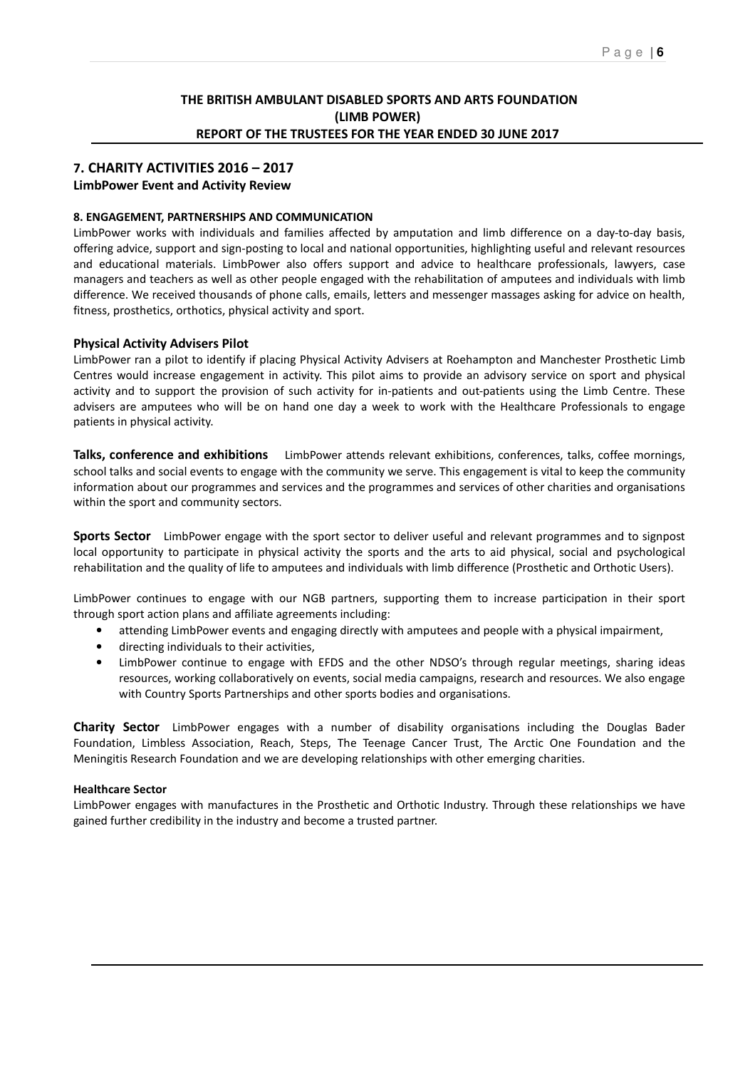# THE BRITISH AMBULANT DISABLED SPORTS AND ARTS FOUNDATION (LIMB POWER)
## REPORT OF THE TRUSTEES FOR THE YEAR ENDED 30 JUNE 2017

## 7. CHARITY ACTIVITIES 2016 – 2017

**LimbPower Event and Activity Review**

### 8. ENGAGEMENT, PARTNERSHIPS AND COMMUNICATION

LimbPower works with individuals and families affected by amputation and limb difference on a day-to-day basis, offering advice, support and sign-posting to local and national opportunities, highlighting useful and relevant resources and educational materials. LimbPower also offers support and advice to healthcare professionals, lawyers, case managers and teachers as well as other people engaged with the rehabilitation of amputees and individuals with limb difference. We received thousands of phone calls, emails, letters and messenger massages asking for advice on health, fitness, prosthetics, orthotics, physical activity and sport.

### Physical Activity Advisers Pilot

LimbPower ran a pilot to identify if placing Physical Activity Advisers at Roehampton and Manchester Prosthetic Limb Centres would increase engagement in activity. This pilot aims to provide an advisory service on sport and physical activity and to support the provision of such activity for in-patients and out-patients using the Limb Centre. These advisers are amputees who will be on hand one day a week to work with the Healthcare Professionals to engage patients in physical activity.

**Talks, conference and exhibitions** LimbPower attends relevant exhibitions, conferences, talks, coffee mornings, school talks and social events to engage with the community we serve. This engagement is vital to keep the community information about our programmes and services and the programmes and services of other charities and organisations within the sport and community sectors.

**Sports Sector** LimbPower engage with the sport sector to deliver useful and relevant programmes and to signpost local opportunity to participate in physical activity the sports and the arts to aid physical, social and psychological rehabilitation and the quality of life to amputees and individuals with limb difference (Prosthetic and Orthotic Users).

LimbPower continues to engage with our NGB partners, supporting them to increase participation in their sport through sport action plans and affiliate agreements including:

- attending LimbPower events and engaging directly with amputees and people with a physical impairment,
- directing individuals to their activities,
- LimbPower continue to engage with EFDS and the other NDSO's through regular meetings, sharing ideas resources, working collaboratively on events, social media campaigns, research and resources. We also engage with Country Sports Partnerships and other sports bodies and organisations.

**Charity Sector** LimbPower engages with a number of disability organisations including the Douglas Bader Foundation, Limbless Association, Reach, Steps, The Teenage Cancer Trust, The Arctic One Foundation and the Meningitis Research Foundation and we are developing relationships with other emerging charities.

### Healthcare Sector

LimbPower engages with manufactures in the Prosthetic and Orthotic Industry. Through these relationships we have gained further credibility in the industry and become a trusted partner.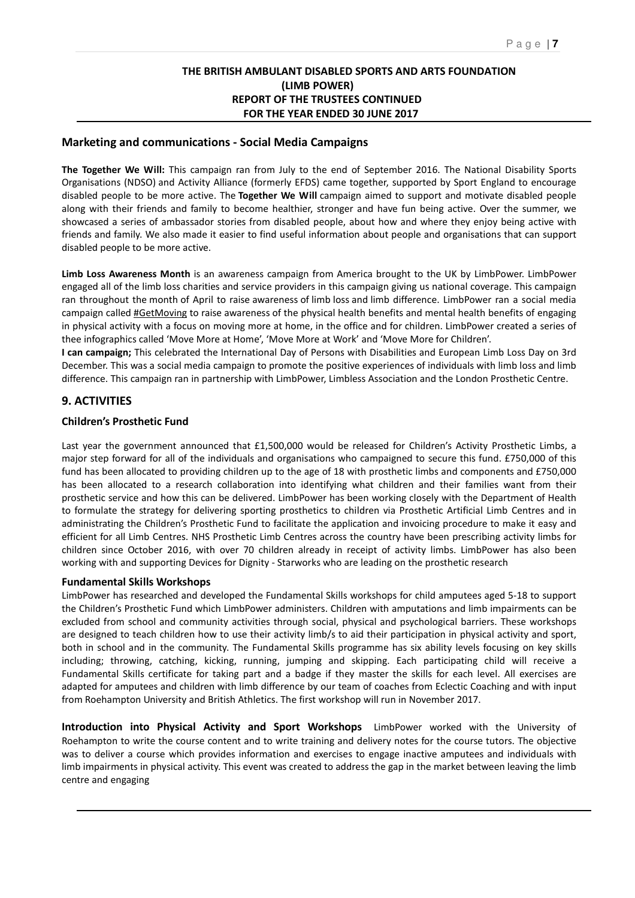## Marketing and communications - Social Media Campaigns

**The Together We Will:** This campaign ran from July to the end of September 2016. The National Disability Sports Organisations (NDSO) and Activity Alliance (formerly EFDS) came together, supported by Sport England to encourage disabled people to be more active. The **Together We Will** campaign aimed to support and motivate disabled people along with their friends and family to become healthier, stronger and have fun being active. Over the summer, we showcased a series of ambassador stories from disabled people, about how and where they enjoy being active with friends and family. We also made it easier to find useful information about people and organisations that can support disabled people to be more active.

**Limb Loss Awareness Month** is an awareness campaign from America brought to the UK by LimbPower. LimbPower engaged all of the limb loss charities and service providers in this campaign giving us national coverage. This campaign ran throughout the month of April to raise awareness of limb loss and limb difference. LimbPower ran a social media campaign called #GetMoving to raise awareness of the physical health benefits and mental health benefits of engaging in physical activity with a focus on moving more at home, in the office and for children. LimbPower created a series of thee infographics called 'Move More at Home', 'Move More at Work' and 'Move More for Children'.

**I can campaign;** This celebrated the International Day of Persons with Disabilities and European Limb Loss Day on 3rd December. This was a social media campaign to promote the positive experiences of individuals with limb loss and limb difference. This campaign ran in partnership with LimbPower, Limbless Association and the London Prosthetic Centre.

## 9. ACTIVITIES

### Children's Prosthetic Fund

Last year the government announced that £1,500,000 would be released for Children's Activity Prosthetic Limbs, a major step forward for all of the individuals and organisations who campaigned to secure this fund. £750,000 of this fund has been allocated to providing children up to the age of 18 with prosthetic limbs and components and £750,000 has been allocated to a research collaboration into identifying what children and their families want from their prosthetic service and how this can be delivered. LimbPower has been working closely with the Department of Health to formulate the strategy for delivering sporting prosthetics to children via Prosthetic Artificial Limb Centres and in administrating the Children's Prosthetic Fund to facilitate the application and invoicing procedure to make it easy and efficient for all Limb Centres. NHS Prosthetic Limb Centres across the country have been prescribing activity limbs for children since October 2016, with over 70 children already in receipt of activity limbs. LimbPower has also been working with and supporting Devices for Dignity - Starworks who are leading on the prosthetic research

### Fundamental Skills Workshops

LimbPower has researched and developed the Fundamental Skills workshops for child amputees aged 5-18 to support the Children's Prosthetic Fund which LimbPower administers. Children with amputations and limb impairments can be excluded from school and community activities through social, physical and psychological barriers. These workshops are designed to teach children how to use their activity limb/s to aid their participation in physical activity and sport, both in school and in the community. The Fundamental Skills programme has six ability levels focusing on key skills including; throwing, catching, kicking, running, jumping and skipping. Each participating child will receive a Fundamental Skills certificate for taking part and a badge if they master the skills for each level. All exercises are adapted for amputees and children with limb difference by our team of coaches from Eclectic Coaching and with input from Roehampton University and British Athletics. The first workshop will run in November 2017.

**Introduction into Physical Activity and Sport Workshops** LimbPower worked with the University of Roehampton to write the course content and to write training and delivery notes for the course tutors. The objective was to deliver a course which provides information and exercises to engage inactive amputees and individuals with limb impairments in physical activity. This event was created to address the gap in the market between leaving the limb centre and engaging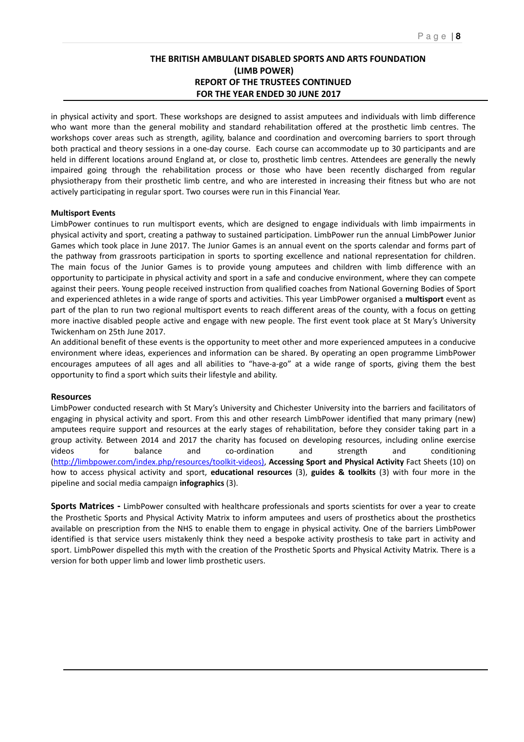in physical activity and sport. These workshops are designed to assist amputees and individuals with limb difference who want more than the general mobility and standard rehabilitation offered at the prosthetic limb centres. The workshops cover areas such as strength, agility, balance and coordination and overcoming barriers to sport through both practical and theory sessions in a one-day course. Each course can accommodate up to 30 participants and are held in different locations around England at, or close to, prosthetic limb centres. Attendees are generally the newly impaired going through the rehabilitation process or those who have been recently discharged from regular physiotherapy from their prosthetic limb centre, and who are interested in increasing their fitness but who are not actively participating in regular sport. Two courses were run in this Financial Year.

**Multisport Events**

LimbPower continues to run multisport events, which are designed to engage individuals with limb impairments in physical activity and sport, creating a pathway to sustained participation. LimbPower run the annual LimbPower Junior Games which took place in June 2017. The Junior Games is an annual event on the sports calendar and forms part of the pathway from grassroots participation in sports to sporting excellence and national representation for children. The main focus of the Junior Games is to provide young amputees and children with limb difference with an opportunity to participate in physical activity and sport in a safe and conducive environment, where they can compete against their peers. Young people received instruction from qualified coaches from National Governing Bodies of Sport and experienced athletes in a wide range of sports and activities. This year LimbPower organised a **multisport** event as part of the plan to run two regional multisport events to reach different areas of the county, with a focus on getting more inactive disabled people active and engage with new people. The first event took place at St Mary's University Twickenham on 25th June 2017.

An additional benefit of these events is the opportunity to meet other and more experienced amputees in a conducive environment where ideas, experiences and information can be shared. By operating an open programme LimbPower encourages amputees of all ages and all abilities to "have-a-go" at a wide range of sports, giving them the best opportunity to find a sport which suits their lifestyle and ability.

## Resources

LimbPower conducted research with St Mary's University and Chichester University into the barriers and facilitators of engaging in physical activity and sport. From this and other research LimbPower identified that many primary (new) amputees require support and resources at the early stages of rehabilitation, before they consider taking part in a group activity. Between 2014 and 2017 the charity has focused on developing resources, including online exercise videos for balance and co-ordination and strength and conditioning (http://limbpower.com/index.php/resources/toolkit-videos), **Accessing Sport and Physical Activity** Fact Sheets (10) on how to access physical activity and sport, **educational resources** (3), **guides & toolkits** (3) with four more in the pipeline and social media campaign **infographics** (3).

**Sports Matrices -** LimbPower consulted with healthcare professionals and sports scientists for over a year to create the Prosthetic Sports and Physical Activity Matrix to inform amputees and users of prosthetics about the prosthetics available on prescription from the NHS to enable them to engage in physical activity. One of the barriers LimbPower identified is that service users mistakenly think they need a bespoke activity prosthesis to take part in activity and sport. LimbPower dispelled this myth with the creation of the Prosthetic Sports and Physical Activity Matrix. There is a version for both upper limb and lower limb prosthetic users.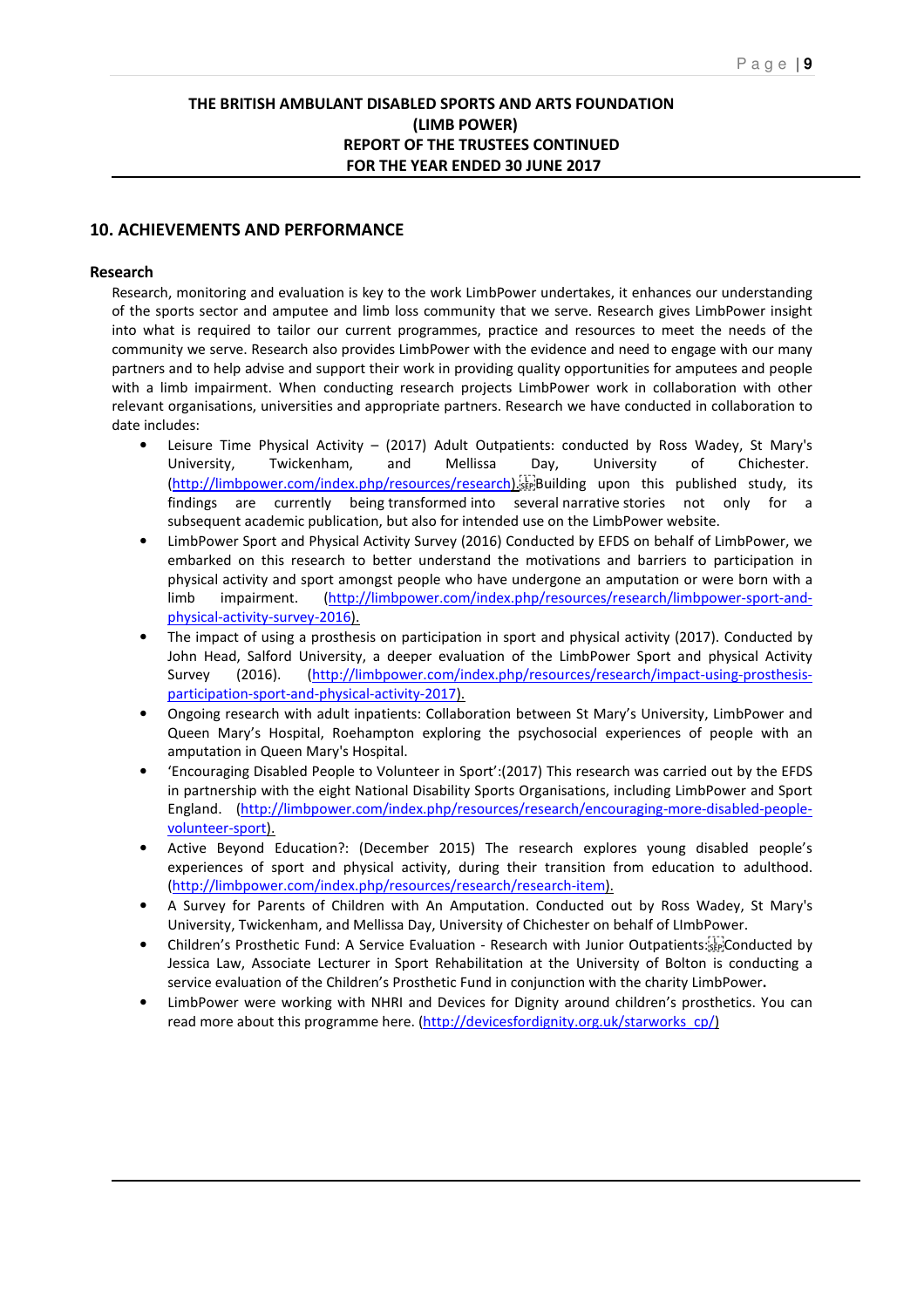# THE BRITISH AMBULANT DISABLED SPORTS AND ARTS FOUNDATION (LIMB POWER) REPORT OF THE TRUSTEES CONTINUED FOR THE YEAR ENDED 30 JUNE 2017

## 10. ACHIEVEMENTS AND PERFORMANCE

### Research

Research, monitoring and evaluation is key to the work LimbPower undertakes, it enhances our understanding of the sports sector and amputee and limb loss community that we serve. Research gives LimbPower insight into what is required to tailor our current programmes, practice and resources to meet the needs of the community we serve. Research also provides LimbPower with the evidence and need to engage with our many partners and to help advise and support their work in providing quality opportunities for amputees and people with a limb impairment. When conducting research projects LimbPower work in collaboration with other relevant organisations, universities and appropriate partners. Research we have conducted in collaboration to date includes:

- Leisure Time Physical Activity – (2017) Adult Outpatients: conducted by Ross Wadey, St Mary's University, Twickenham, and Mellissa Day, University of Chichester. (http://limbpower.com/index.php/resources/research). Building upon this published study, its findings are currently being transformed into several narrative stories not only for a subsequent academic publication, but also for intended use on the LimbPower website.
- LimbPower Sport and Physical Activity Survey (2016) Conducted by EFDS on behalf of LimbPower, we embarked on this research to better understand the motivations and barriers to participation in physical activity and sport amongst people who have undergone an amputation or were born with a limb impairment. (http://limbpower.com/index.php/resources/research/limbpower-sport-and-physical-activity-survey-2016).
- The impact of using a prosthesis on participation in sport and physical activity (2017). Conducted by John Head, Salford University, a deeper evaluation of the LimbPower Sport and physical Activity Survey (2016). (http://limbpower.com/index.php/resources/research/impact-using-prosthesis-participation-sport-and-physical-activity-2017).
- Ongoing research with adult inpatients: Collaboration between St Mary's University, LimbPower and Queen Mary's Hospital, Roehampton exploring the psychosocial experiences of people with an amputation in Queen Mary's Hospital.
- 'Encouraging Disabled People to Volunteer in Sport':(2017) This research was carried out by the EFDS in partnership with the eight National Disability Sports Organisations, including LimbPower and Sport England. (http://limbpower.com/index.php/resources/research/encouraging-more-disabled-people-volunteer-sport).
- Active Beyond Education?: (December 2015) The research explores young disabled people's experiences of sport and physical activity, during their transition from education to adulthood. (http://limbpower.com/index.php/resources/research/research-item).
- A Survey for Parents of Children with An Amputation. Conducted out by Ross Wadey, St Mary's University, Twickenham, and Mellissa Day, University of Chichester on behalf of LImbPower.
- Children's Prosthetic Fund: A Service Evaluation - Research with Junior Outpatients: Conducted by Jessica Law, Associate Lecturer in Sport Rehabilitation at the University of Bolton is conducting a service evaluation of the Children's Prosthetic Fund in conjunction with the charity LimbPower**.**
- LimbPower were working with NHRI and Devices for Dignity around children's prosthetics. You can read more about this programme here. (http://devicesfordignity.org.uk/starworks_cp/)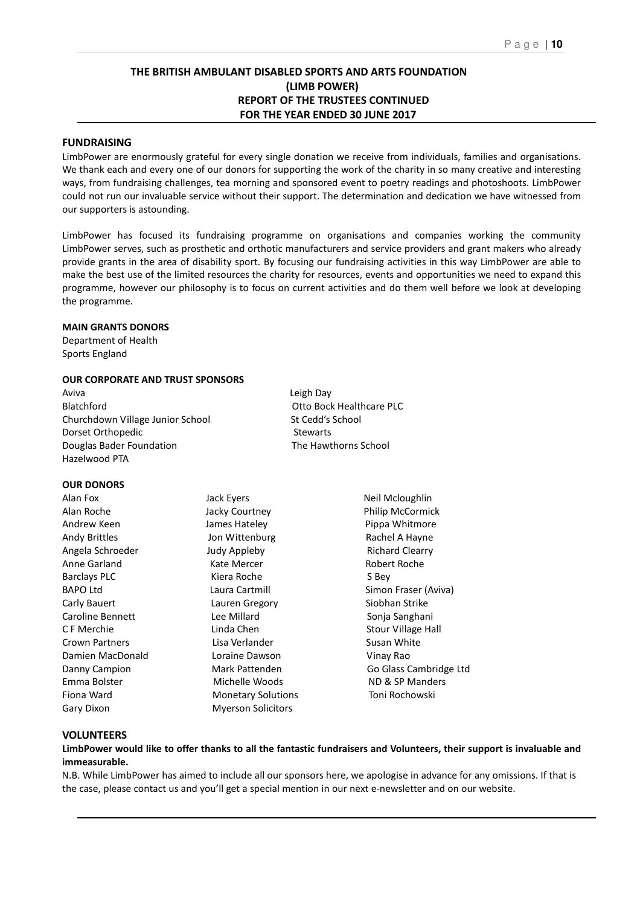# THE BRITISH AMBULANT DISABLED SPORTS AND ARTS FOUNDATION
# (LIMB POWER)
## REPORT OF THE TRUSTEES CONTINUED
## FOR THE YEAR ENDED 30 JUNE 2017

### FUNDRAISING

LimbPower are enormously grateful for every single donation we receive from individuals, families and organisations. We thank each and every one of our donors for supporting the work of the charity in so many creative and interesting ways, from fundraising challenges, tea morning and sponsored event to poetry readings and photoshoots. LimbPower could not run our invaluable service without their support. The determination and dedication we have witnessed from our supporters is astounding.

LimbPower has focused its fundraising programme on organisations and companies working the community LimbPower serves, such as prosthetic and orthotic manufacturers and service providers and grant makers who already provide grants in the area of disability sport. By focusing our fundraising activities in this way LimbPower are able to make the best use of the limited resources the charity for resources, events and opportunities we need to expand this programme, however our philosophy is to focus on current activities and do them well before we look at developing the programme.

**MAIN GRANTS DONORS**

Department of Health
Sports England

**OUR CORPORATE AND TRUST SPONSORS**

Aviva
Blatchford
Churchdown Village Junior School
Dorset Orthopedic
Douglas Bader Foundation
Hazelwood PTA
Leigh Day
Otto Bock Healthcare PLC
St Cedd's School
Stewarts
The Hawthorns School

**OUR DONORS**

Alan Fox
Alan Roche
Andrew Keen
Andy Brittles
Angela Schroeder
Anne Garland
Barclays PLC
BAPO Ltd
Carly Bauert
Caroline Bennett
C F Merchie
Crown Partners
Damien MacDonald
Danny Campion
Emma Bolster
Fiona Ward
Gary Dixon
Jack Eyers
Jacky Courtney
James Hateley
Jon Wittenburg
Judy Appleby
Kate Mercer
Kiera Roche
Laura Cartmill
Lauren Gregory
Lee Millard
Linda Chen
Lisa Verlander
Loraine Dawson
Mark Pattenden
Michelle Woods
Monetary Solutions
Myerson Solicitors
Neil Mcloughlin
Philip McCormick
Pippa Whitmore
Rachel A Hayne
Richard Clearry
Robert Roche
S Bey
Simon Fraser (Aviva)
Siobhan Strike
Sonja Sanghani
Stour Village Hall
Susan White
Vinay Rao
Go Glass Cambridge Ltd
ND & SP Manders
Toni Rochowski

### VOLUNTEERS

**LimbPower would like to offer thanks to all the fantastic fundraisers and Volunteers, their support is invaluable and immeasurable.**

N.B. While LimbPower has aimed to include all our sponsors here, we apologise in advance for any omissions. If that is the case, please contact us and you'll get a special mention in our next e-newsletter and on our website.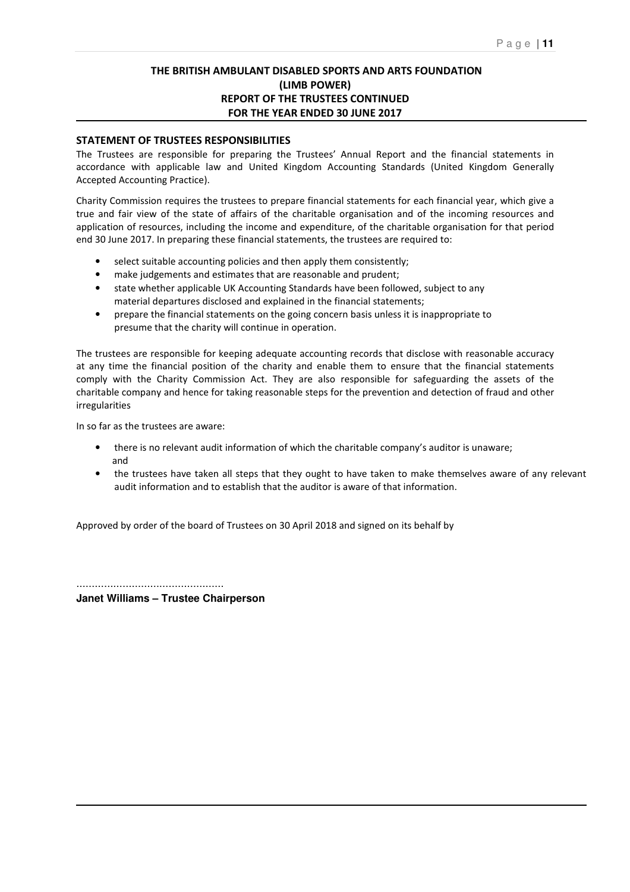# THE BRITISH AMBULANT DISABLED SPORTS AND ARTS FOUNDATION
# (LIMB POWER)
# REPORT OF THE TRUSTEES CONTINUED
# FOR THE YEAR ENDED 30 JUNE 2017

## STATEMENT OF TRUSTEES RESPONSIBILITIES

The Trustees are responsible for preparing the Trustees' Annual Report and the financial statements in accordance with applicable law and United Kingdom Accounting Standards (United Kingdom Generally Accepted Accounting Practice).

Charity Commission requires the trustees to prepare financial statements for each financial year, which give a true and fair view of the state of affairs of the charitable organisation and of the incoming resources and application of resources, including the income and expenditure, of the charitable organisation for that period end 30 June 2017. In preparing these financial statements, the trustees are required to:

- select suitable accounting policies and then apply them consistently;
- make judgements and estimates that are reasonable and prudent;
- state whether applicable UK Accounting Standards have been followed, subject to any material departures disclosed and explained in the financial statements;
- prepare the financial statements on the going concern basis unless it is inappropriate to presume that the charity will continue in operation.

The trustees are responsible for keeping adequate accounting records that disclose with reasonable accuracy at any time the financial position of the charity and enable them to ensure that the financial statements comply with the Charity Commission Act. They are also responsible for safeguarding the assets of the charitable company and hence for taking reasonable steps for the prevention and detection of fraud and other irregularities

In so far as the trustees are aware:

- there is no relevant audit information of which the charitable company's auditor is unaware; and
- the trustees have taken all steps that they ought to have taken to make themselves aware of any relevant audit information and to establish that the auditor is aware of that information.

Approved by order of the board of Trustees on 30 April 2018 and signed on its behalf by

...............................................

**Janet Williams – Trustee Chairperson**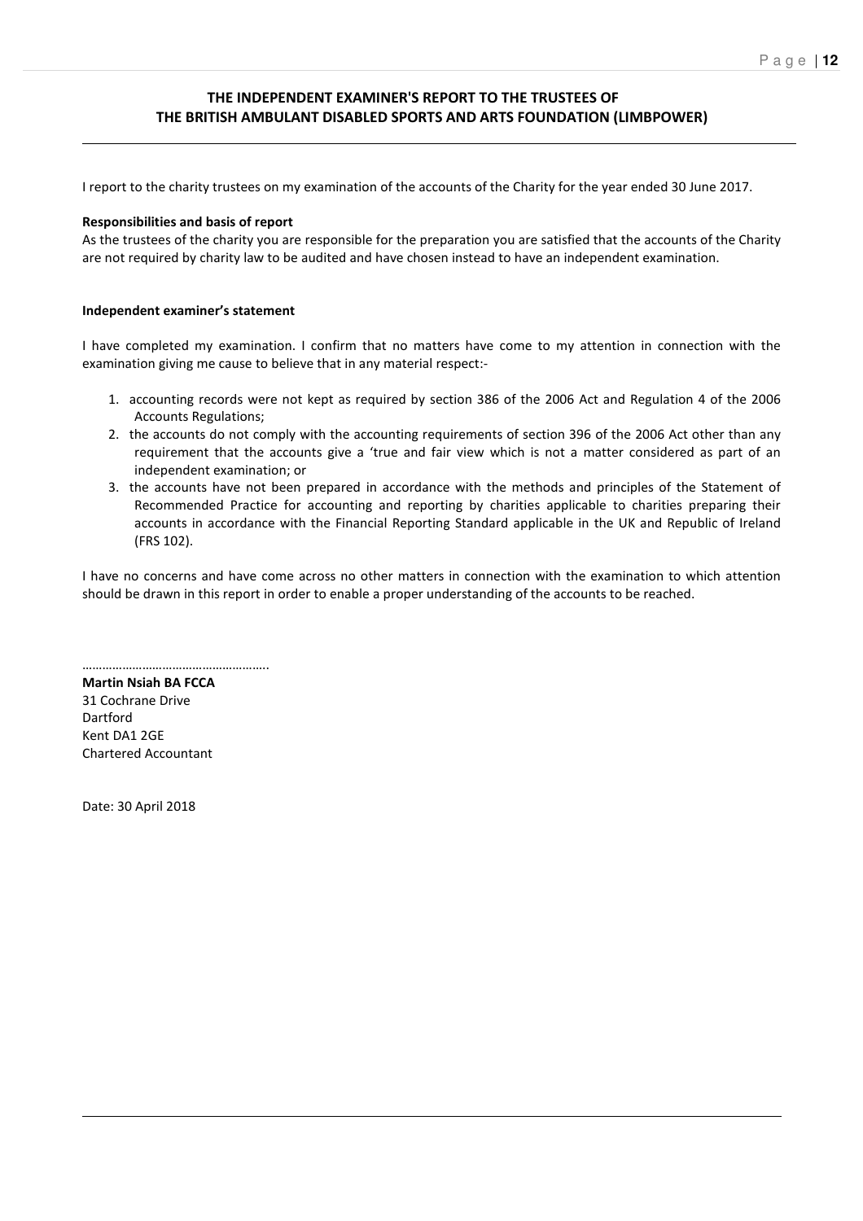# THE INDEPENDENT EXAMINER'S REPORT TO THE TRUSTEES OF THE BRITISH AMBULANT DISABLED SPORTS AND ARTS FOUNDATION (LIMBPOWER)

I report to the charity trustees on my examination of the accounts of the Charity for the year ended 30 June 2017.

**Responsibilities and basis of report**

As the trustees of the charity you are responsible for the preparation you are satisfied that the accounts of the Charity are not required by charity law to be audited and have chosen instead to have an independent examination.

**Independent examiner's statement**

I have completed my examination. I confirm that no matters have come to my attention in connection with the examination giving me cause to believe that in any material respect:-

1. accounting records were not kept as required by section 386 of the 2006 Act and Regulation 4 of the 2006 Accounts Regulations;
2. the accounts do not comply with the accounting requirements of section 396 of the 2006 Act other than any requirement that the accounts give a 'true and fair view which is not a matter considered as part of an independent examination; or
3. the accounts have not been prepared in accordance with the methods and principles of the Statement of Recommended Practice for accounting and reporting by charities applicable to charities preparing their accounts in accordance with the Financial Reporting Standard applicable in the UK and Republic of Ireland (FRS 102).

I have no concerns and have come across no other matters in connection with the examination to which attention should be drawn in this report in order to enable a proper understanding of the accounts to be reached.

……………………………………………..

**Martin Nsiah BA FCCA**
31 Cochrane Drive
Dartford
Kent DA1 2GE
Chartered Accountant

Date: 30 April 2018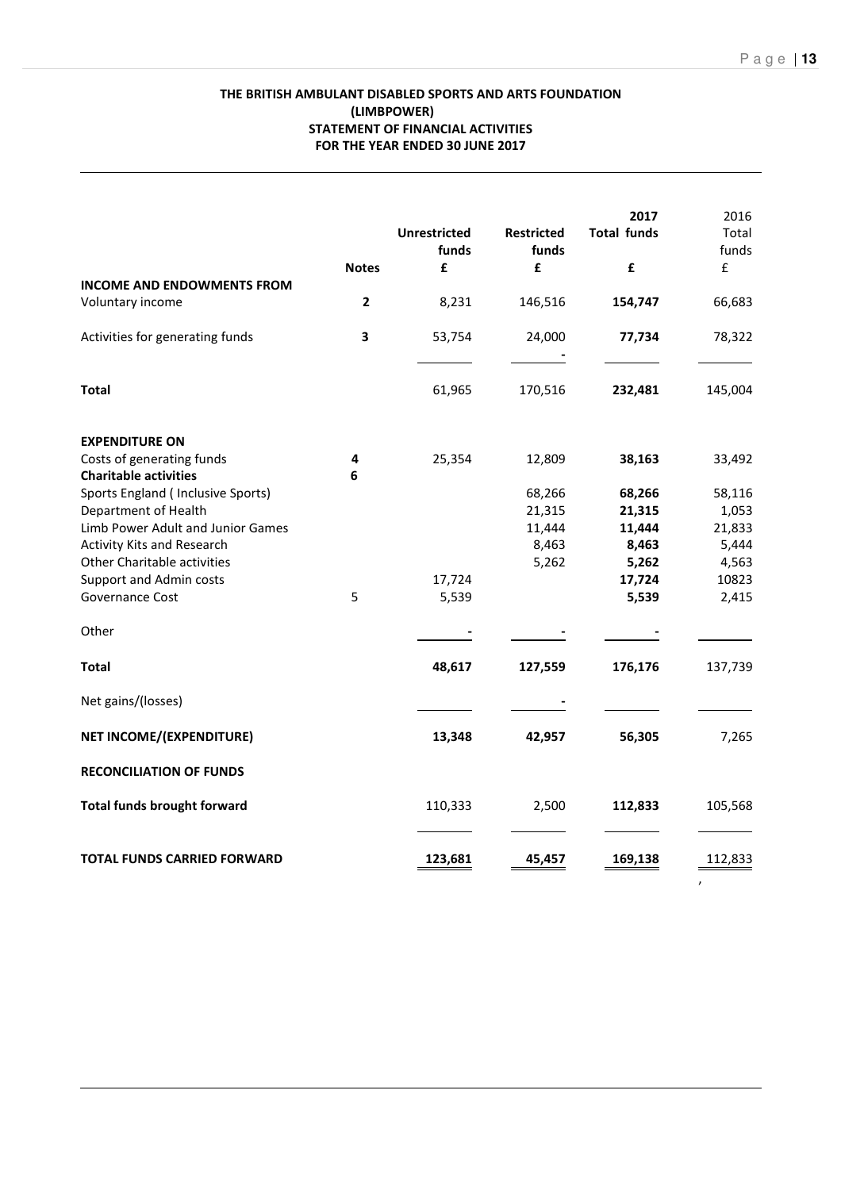**THE BRITISH AMBULANT DISABLED SPORTS AND ARTS FOUNDATION (LIMBPOWER)**
**STATEMENT OF FINANCIAL ACTIVITIES**
**FOR THE YEAR ENDED 30 JUNE 2017**

| | Notes | Unrestricted funds £ | Restricted funds £ | 2017 Total funds £ | 2016 Total funds £ |
|---|---|---|---|---|---|
| **INCOME AND ENDOWMENTS FROM** | | | | | |
| Voluntary income | **2** | 8,231 | 146,516 | **154,747** | 66,683 |
| Activities for generating funds | **3** | 53,754 | 24,000 - | **77,734** | 78,322 |
| **Total** | | 61,965 | 170,516 | **232,481** | 145,004 |
| **EXPENDITURE ON** | | | | | |
| Costs of generating funds | **4** | 25,354 | 12,809 | **38,163** | 33,492 |
| **Charitable activities** | **6** | | | | |
| Sports England ( Inclusive Sports) | | | 68,266 | **68,266** | 58,116 |
| Department of Health | | | 21,315 | **21,315** | 1,053 |
| Limb Power Adult and Junior Games | | | 11,444 | **11,444** | 21,833 |
| Activity Kits and Research | | | 8,463 | **8,463** | 5,444 |
| Other Charitable activities | | | 5,262 | **5,262** | 4,563 |
| Support and Admin costs | | 17,724 | | **17,724** | 10823 |
| Governance Cost | 5 | 5,539 | | **5,539** | 2,415 |
| Other | | - | - | - | |
| **Total** | | **48,617** | **127,559** | **176,176** | 137,739 |
| Net gains/(losses) | | | - | | |
| **NET INCOME/(EXPENDITURE)** | | **13,348** | **42,957** | **56,305** | 7,265 |
| **RECONCILIATION OF FUNDS** | | | | | |
| **Total funds brought forward** | | 110,333 | 2,500 | **112,833** | 105,568 |
| **TOTAL FUNDS CARRIED FORWARD** | | **123,681** | **45,457** | **169,138** | 112,833 |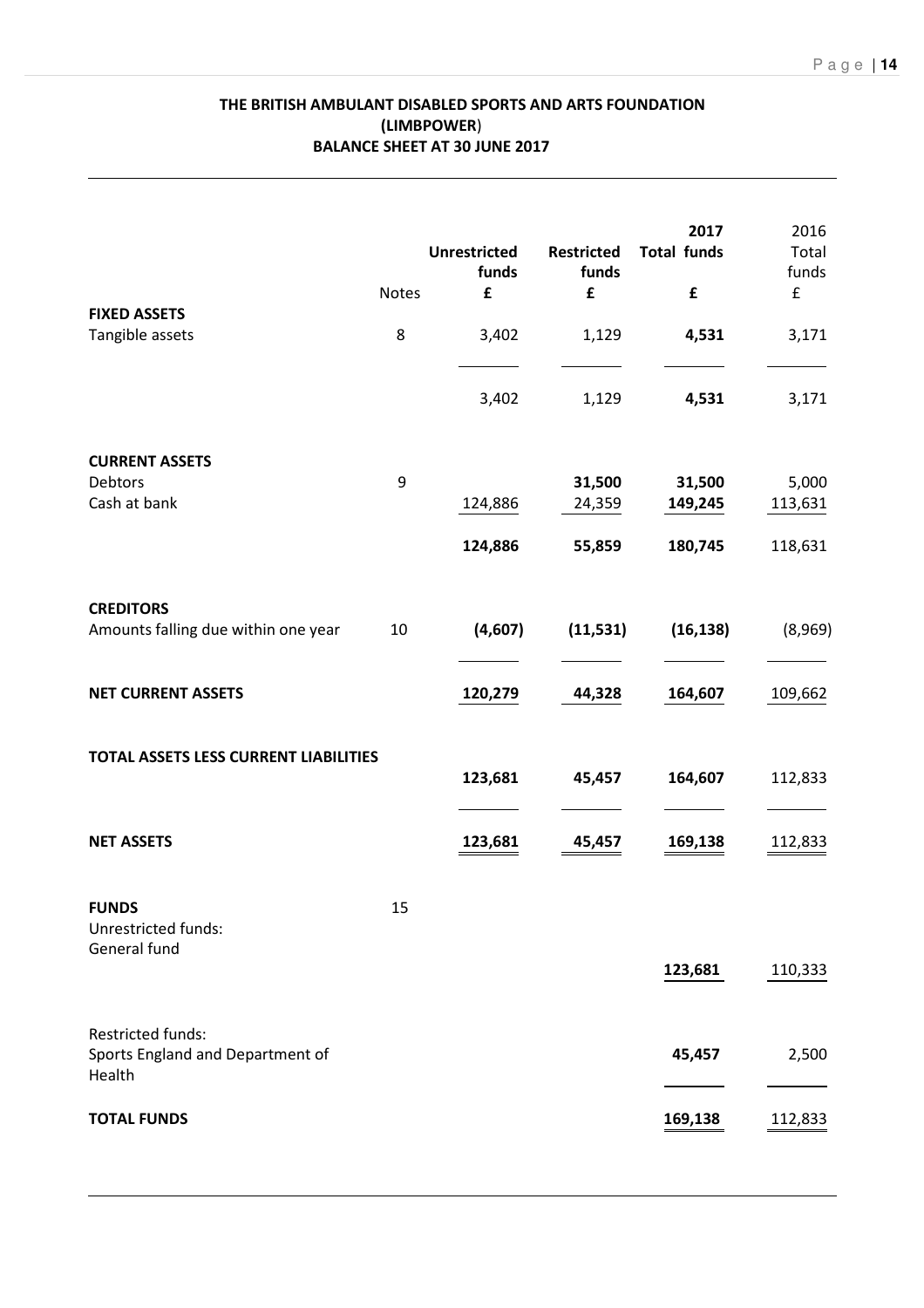**THE BRITISH AMBULANT DISABLED SPORTS AND ARTS FOUNDATION (LIMBPOWER)**
**BALANCE SHEET AT 30 JUNE 2017**

| | Notes | Unrestricted funds £ | Restricted funds £ | 2017 Total funds £ | 2016 Total funds £ |
|---|---|---|---|---|---|
| **FIXED ASSETS** | | | | | |
| Tangible assets | 8 | 3,402 | 1,129 | **4,531** | 3,171 |
| | | 3,402 | 1,129 | **4,531** | 3,171 |
| **CURRENT ASSETS** | | | | | |
| Debtors | 9 | | **31,500** | **31,500** | 5,000 |
| Cash at bank | | 124,886 | 24,359 | **149,245** | 113,631 |
| | | **124,886** | **55,859** | **180,745** | 118,631 |
| **CREDITORS** | | | | | |
| Amounts falling due within one year | 10 | **(4,607)** | **(11,531)** | **(16,138)** | (8,969) |
| **NET CURRENT ASSETS** | | **120,279** | **44,328** | **164,607** | 109,662 |
| **TOTAL ASSETS LESS CURRENT LIABILITIES** | | **123,681** | **45,457** | **164,607** | 112,833 |
| **NET ASSETS** | | **123,681** | **45,457** | **169,138** | 112,833 |
| **FUNDS** | 15 | | | | |
| Unrestricted funds: General fund | | | | **123,681** | 110,333 |
| Restricted funds: Sports England and Department of Health | | | | **45,457** | 2,500 |
| **TOTAL FUNDS** | | | | **169,138** | 112,833 |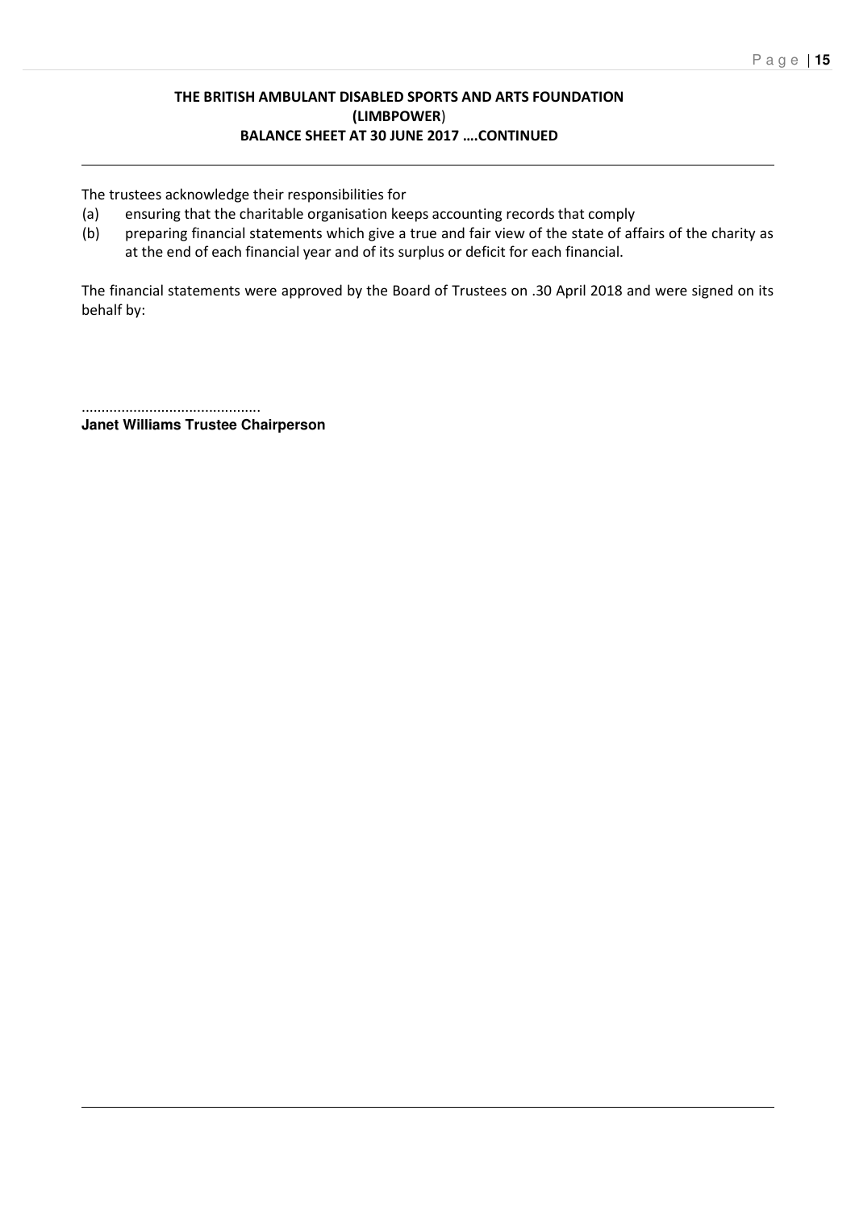**THE BRITISH AMBULANT DISABLED SPORTS AND ARTS FOUNDATION**
**(LIMBPOWER)**
**BALANCE SHEET AT 30 JUNE 2017 ….CONTINUED**

The trustees acknowledge their responsibilities for

(a) ensuring that the charitable organisation keeps accounting records that comply

(b) preparing financial statements which give a true and fair view of the state of affairs of the charity as at the end of each financial year and of its surplus or deficit for each financial.

The financial statements were approved by the Board of Trustees on .30 April 2018 and were signed on its behalf by:

............................................
**Janet Williams Trustee Chairperson**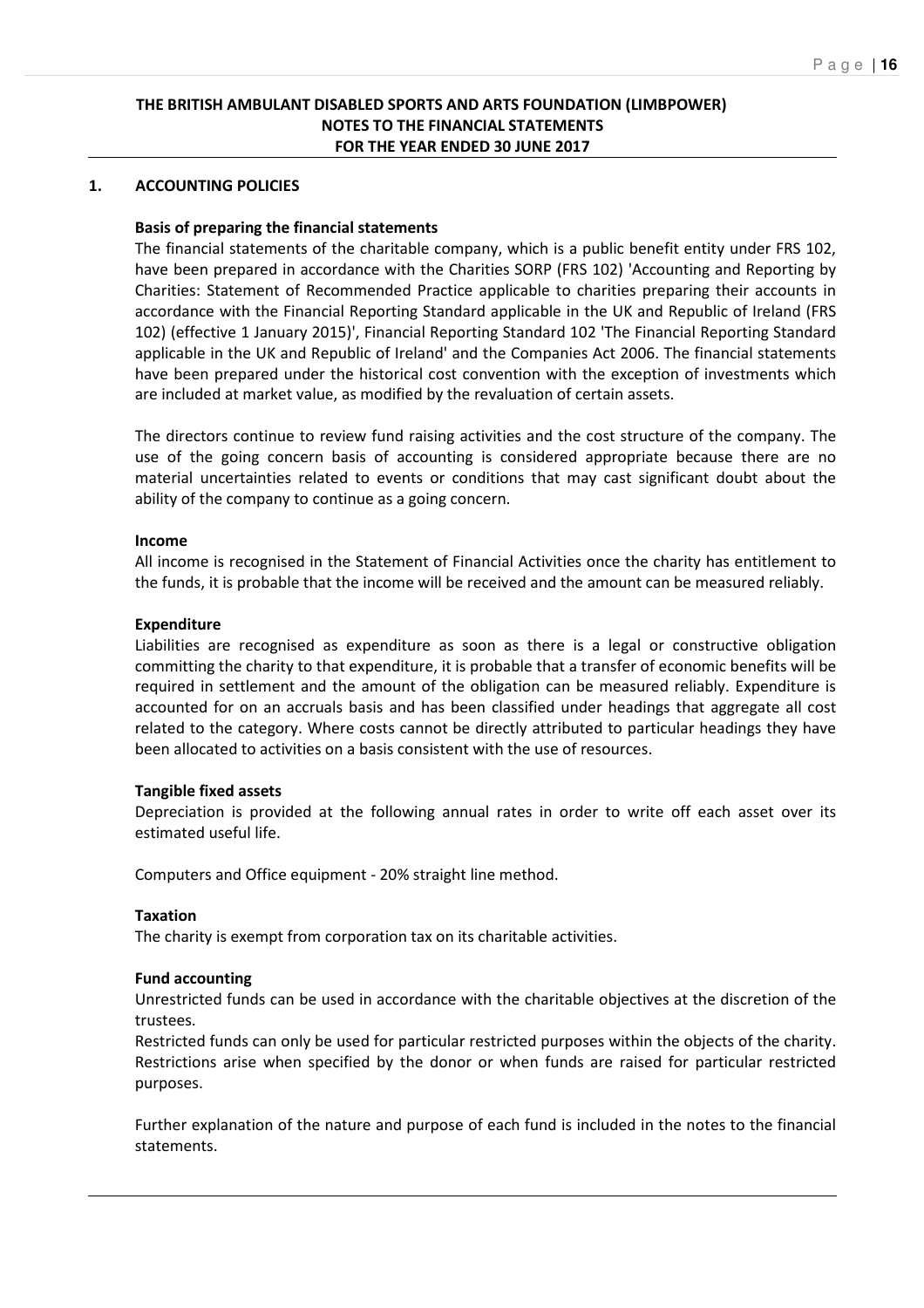**THE BRITISH AMBULANT DISABLED SPORTS AND ARTS FOUNDATION (LIMBPOWER)**
**NOTES TO THE FINANCIAL STATEMENTS**
**FOR THE YEAR ENDED 30 JUNE 2017**

## 1. ACCOUNTING POLICIES

**Basis of preparing the financial statements**

The financial statements of the charitable company, which is a public benefit entity under FRS 102, have been prepared in accordance with the Charities SORP (FRS 102) 'Accounting and Reporting by Charities: Statement of Recommended Practice applicable to charities preparing their accounts in accordance with the Financial Reporting Standard applicable in the UK and Republic of Ireland (FRS 102) (effective 1 January 2015)', Financial Reporting Standard 102 'The Financial Reporting Standard applicable in the UK and Republic of Ireland' and the Companies Act 2006. The financial statements have been prepared under the historical cost convention with the exception of investments which are included at market value, as modified by the revaluation of certain assets.

The directors continue to review fund raising activities and the cost structure of the company. The use of the going concern basis of accounting is considered appropriate because there are no material uncertainties related to events or conditions that may cast significant doubt about the ability of the company to continue as a going concern.

**Income**

All income is recognised in the Statement of Financial Activities once the charity has entitlement to the funds, it is probable that the income will be received and the amount can be measured reliably.

**Expenditure**

Liabilities are recognised as expenditure as soon as there is a legal or constructive obligation committing the charity to that expenditure, it is probable that a transfer of economic benefits will be required in settlement and the amount of the obligation can be measured reliably. Expenditure is accounted for on an accruals basis and has been classified under headings that aggregate all cost related to the category. Where costs cannot be directly attributed to particular headings they have been allocated to activities on a basis consistent with the use of resources.

**Tangible fixed assets**

Depreciation is provided at the following annual rates in order to write off each asset over its estimated useful life.

Computers and Office equipment - 20% straight line method.

**Taxation**

The charity is exempt from corporation tax on its charitable activities.

**Fund accounting**

Unrestricted funds can be used in accordance with the charitable objectives at the discretion of the trustees.

Restricted funds can only be used for particular restricted purposes within the objects of the charity. Restrictions arise when specified by the donor or when funds are raised for particular restricted purposes.

Further explanation of the nature and purpose of each fund is included in the notes to the financial statements.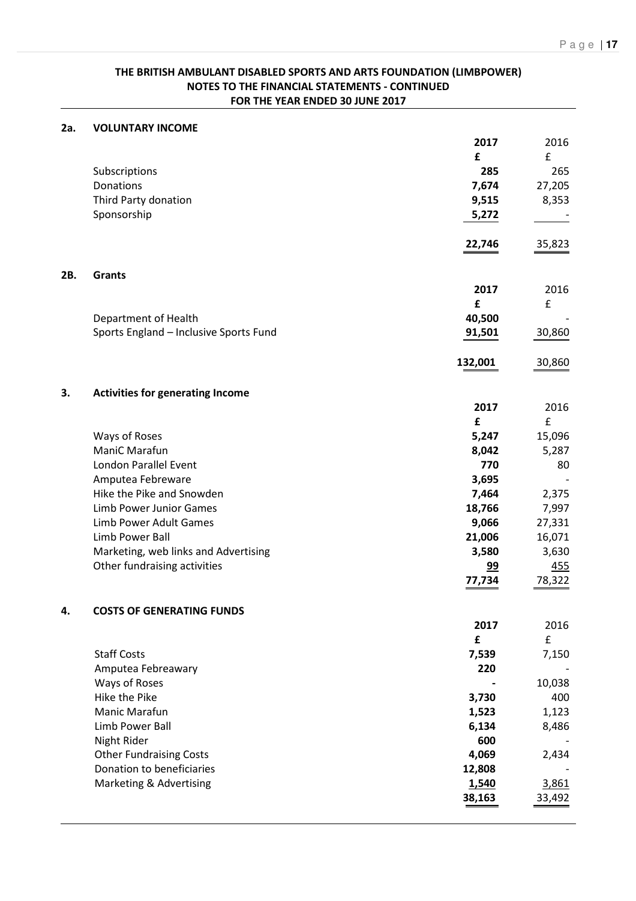**THE BRITISH AMBULANT DISABLED SPORTS AND ARTS FOUNDATION (LIMBPOWER)**
**NOTES TO THE FINANCIAL STATEMENTS - CONTINUED**
**FOR THE YEAR ENDED 30 JUNE 2017**

## 2a. VOLUNTARY INCOME

| | 2017 | 2016 |
|---|---|---|
| | £ | £ |
| Subscriptions | 285 | 265 |
| Donations | 7,674 | 27,205 |
| Third Party donation | 9,515 | 8,353 |
| Sponsorship | 5,272 | - |
| | 22,746 | 35,823 |

## 2B. Grants

| | 2017 | 2016 |
|---|---|---|
| | £ | £ |
| Department of Health | 40,500 | - |
| Sports England – Inclusive Sports Fund | 91,501 | 30,860 |
| | 132,001 | 30,860 |

## 3. Activities for generating Income

| | 2017 | 2016 |
|---|---|---|
| | £ | £ |
| Ways of Roses | 5,247 | 15,096 |
| ManiC Marafun | 8,042 | 5,287 |
| London Parallel Event | 770 | 80 |
| Amputea Febreware | 3,695 | - |
| Hike the Pike and Snowden | 7,464 | 2,375 |
| Limb Power Junior Games | 18,766 | 7,997 |
| Limb Power Adult Games | 9,066 | 27,331 |
| Limb Power Ball | 21,006 | 16,071 |
| Marketing, web links and Advertising | 3,580 | 3,630 |
| Other fundraising activities | 99 | 455 |
| | 77,734 | 78,322 |

## 4. COSTS OF GENERATING FUNDS

| | 2017 | 2016 |
|---|---|---|
| | £ | £ |
| Staff Costs | 7,539 | 7,150 |
| Amputea Febreawary | 220 | - |
| Ways of Roses | - | 10,038 |
| Hike the Pike | 3,730 | 400 |
| Manic Marafun | 1,523 | 1,123 |
| Limb Power Ball | 6,134 | 8,486 |
| Night Rider | 600 | - |
| Other Fundraising Costs | 4,069 | 2,434 |
| Donation to beneficiaries | 12,808 | - |
| Marketing & Advertising | 1,540 | 3,861 |
| | 38,163 | 33,492 |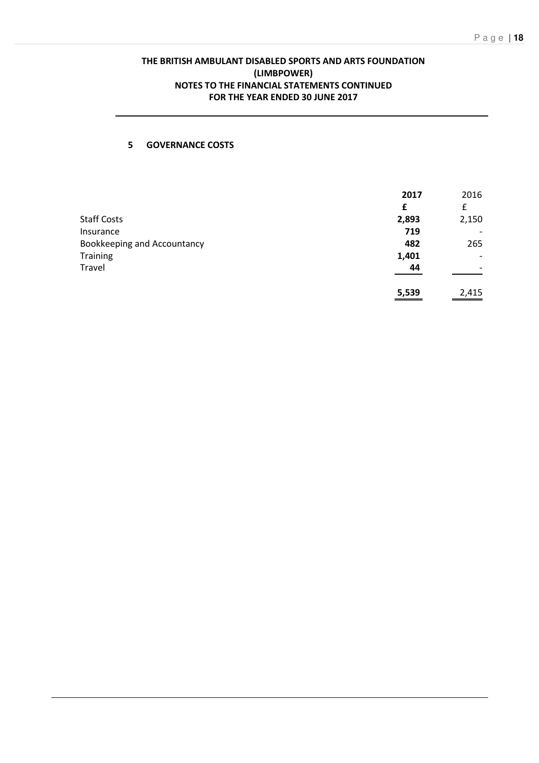**THE BRITISH AMBULANT DISABLED SPORTS AND ARTS FOUNDATION (LIMBPOWER)**
**NOTES TO THE FINANCIAL STATEMENTS CONTINUED**
**FOR THE YEAR ENDED 30 JUNE 2017**

## 5 GOVERNANCE COSTS

| | **2017** | 2016 |
|---|---|---|
| | **£** | £ |
| Staff Costs | **2,893** | 2,150 |
| Insurance | **719** | - |
| Bookkeeping and Accountancy | **482** | 265 |
| Training | **1,401** | - |
| Travel | **44** | - |
| | **5,539** | 2,415 |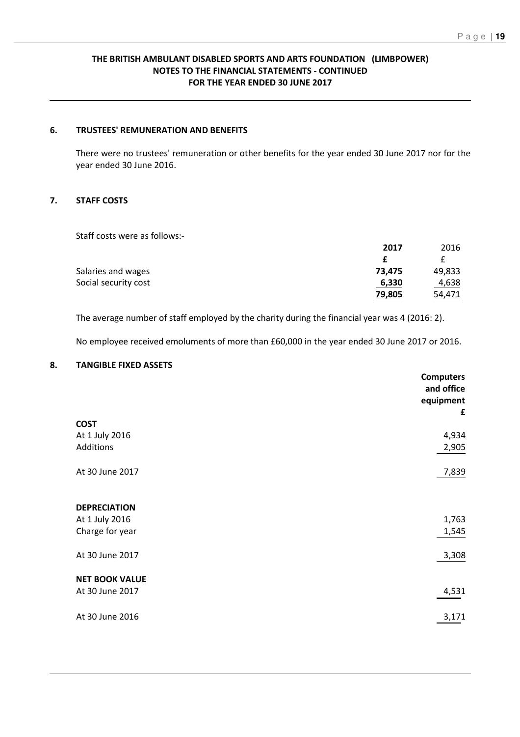**THE BRITISH AMBULANT DISABLED SPORTS AND ARTS FOUNDATION (LIMBPOWER)**
**NOTES TO THE FINANCIAL STATEMENTS - CONTINUED**
**FOR THE YEAR ENDED 30 JUNE 2017**

## 6. TRUSTEES' REMUNERATION AND BENEFITS

There were no trustees' remuneration or other benefits for the year ended 30 June 2017 nor for the year ended 30 June 2016.

## 7. STAFF COSTS

Staff costs were as follows:-

| | **2017** | 2016 |
|---|---|---|
| | **£** | £ |
| Salaries and wages | **73,475** | 49,833 |
| Social security cost | **6,330** | 4,638 |
| | **79,805** | 54,471 |

The average number of staff employed by the charity during the financial year was 4 (2016: 2).

No employee received emoluments of more than £60,000 in the year ended 30 June 2017 or 2016.

## 8. TANGIBLE FIXED ASSETS

| | **Computers and office equipment** |
|---|---|
| | **£** |
| **COST** | |
| At 1 July 2016 | 4,934 |
| Additions | 2,905 |
| At 30 June 2017 | 7,839 |
| **DEPRECIATION** | |
| At 1 July 2016 | 1,763 |
| Charge for year | 1,545 |
| At 30 June 2017 | 3,308 |
| **NET BOOK VALUE** | |
| At 30 June 2017 | 4,531 |
| At 30 June 2016 | 3,171 |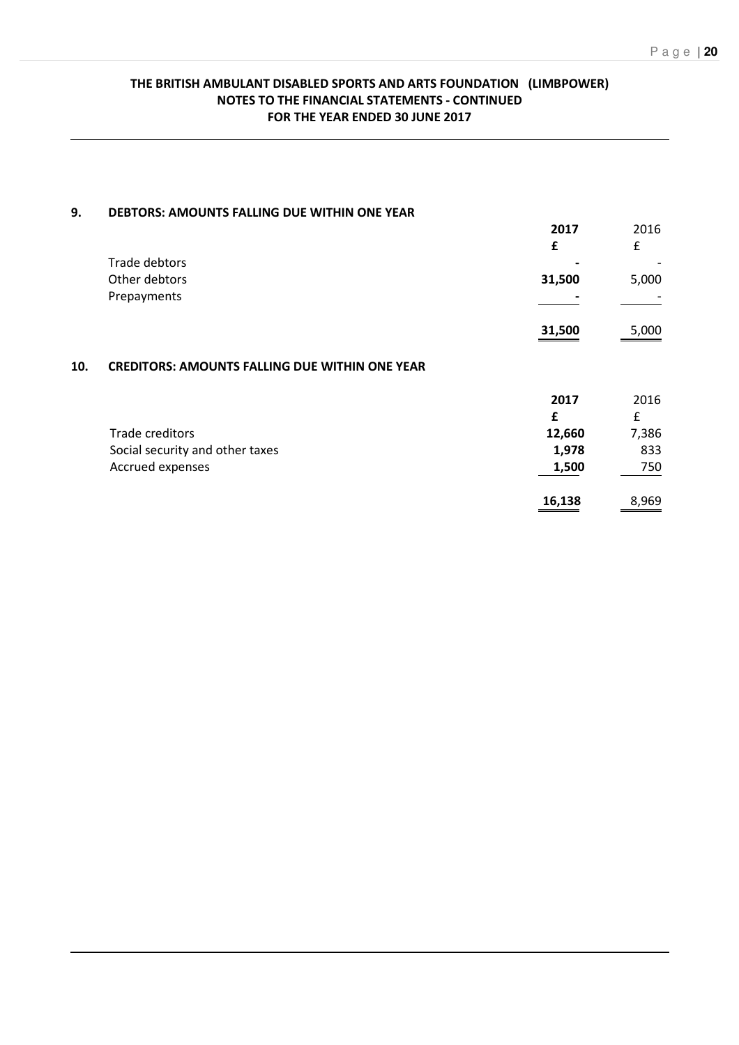# THE BRITISH AMBULANT DISABLED SPORTS AND ARTS FOUNDATION (LIMBPOWER)
## NOTES TO THE FINANCIAL STATEMENTS - CONTINUED
## FOR THE YEAR ENDED 30 JUNE 2017

### 9. DEBTORS: AMOUNTS FALLING DUE WITHIN ONE YEAR

| | **2017** | 2016 |
|---|---|---|
| | **£** | £ |
| Trade debtors | **-** | - |
| Other debtors | **31,500** | 5,000 |
| Prepayments | **-** | - |
| | **31,500** | 5,000 |

### 10. CREDITORS: AMOUNTS FALLING DUE WITHIN ONE YEAR

| | **2017** | 2016 |
|---|---|---|
| | **£** | £ |
| Trade creditors | **12,660** | 7,386 |
| Social security and other taxes | **1,978** | 833 |
| Accrued expenses | **1,500** | 750 |
| | **16,138** | 8,969 |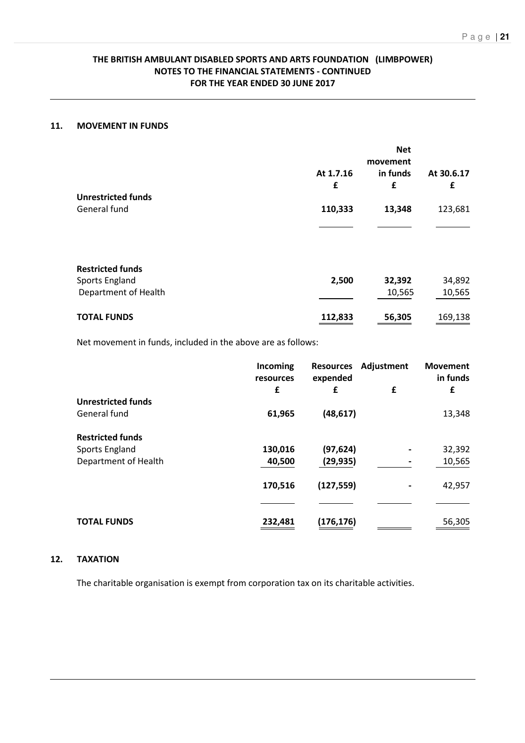**THE BRITISH AMBULANT DISABLED SPORTS AND ARTS FOUNDATION (LIMBPOWER)**
**NOTES TO THE FINANCIAL STATEMENTS - CONTINUED**
**FOR THE YEAR ENDED 30 JUNE 2017**

## 11. MOVEMENT IN FUNDS

| | At 1.7.16 £ | Net movement in funds £ | At 30.6.17 £ |
|---|---|---|---|
| **Unrestricted funds** | | | |
| General fund | **110,333** | **13,348** | 123,681 |
| **Restricted funds** | | | |
| Sports England | **2,500** | **32,392** | 34,892 |
| Department of Health | | 10,565 | 10,565 |
| **TOTAL FUNDS** | **112,833** | **56,305** | 169,138 |

Net movement in funds, included in the above are as follows:

| | Incoming resources £ | Resources expended £ | Adjustment £ | Movement in funds £ |
|---|---|---|---|---|
| **Unrestricted funds** | | | | |
| General fund | **61,965** | **(48,617)** | | 13,348 |
| **Restricted funds** | | | | |
| Sports England | **130,016** | **(97,624)** | - | 32,392 |
| Department of Health | **40,500** | **(29,935)** | - | 10,565 |
| | **170,516** | **(127,559)** | - | 42,957 |
| **TOTAL FUNDS** | **232,481** | **(176,176)** | | 56,305 |

## 12. TAXATION

The charitable organisation is exempt from corporation tax on its charitable activities.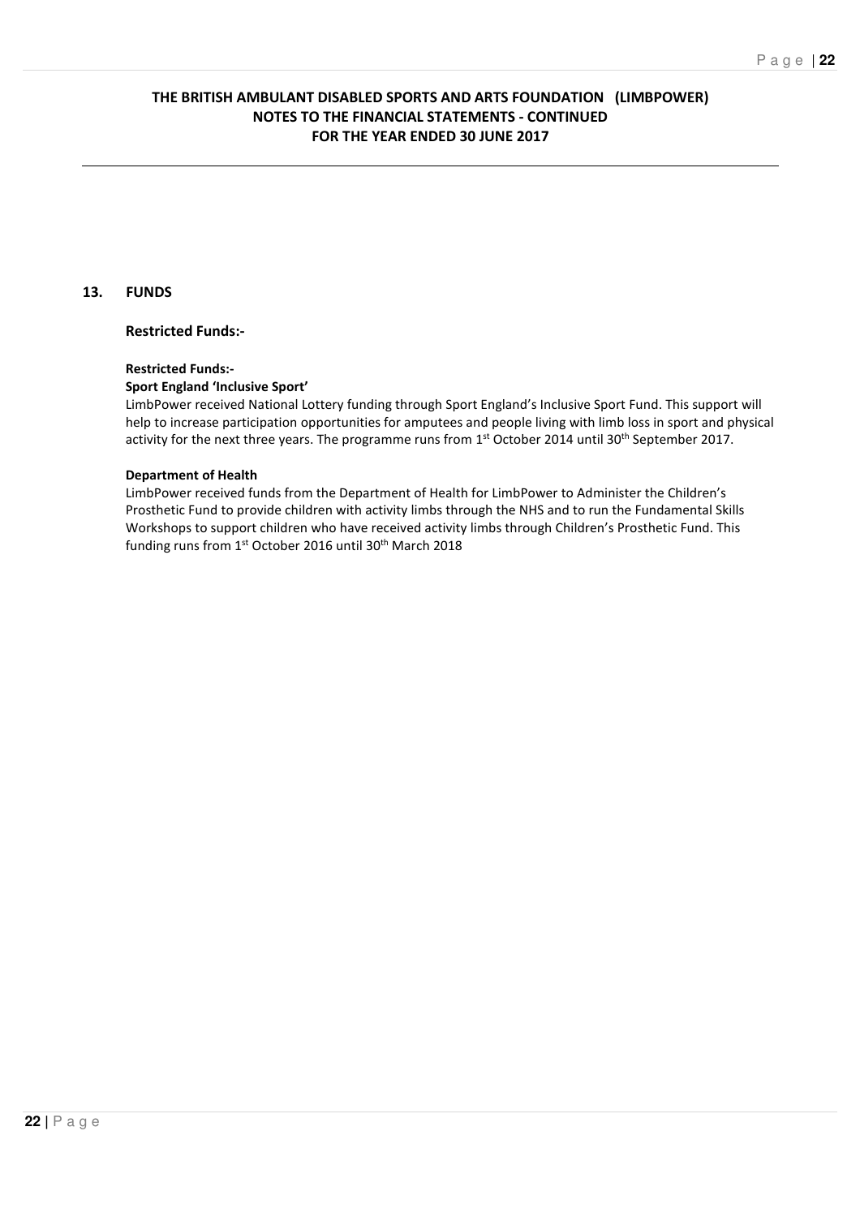# THE BRITISH AMBULANT DISABLED SPORTS AND ARTS FOUNDATION (LIMBPOWER)
## NOTES TO THE FINANCIAL STATEMENTS - CONTINUED
## FOR THE YEAR ENDED 30 JUNE 2017

### 13. FUNDS

#### Restricted Funds:-

**Restricted Funds:-**

**Sport England 'Inclusive Sport'**

LimbPower received National Lottery funding through Sport England's Inclusive Sport Fund. This support will help to increase participation opportunities for amputees and people living with limb loss in sport and physical activity for the next three years. The programme runs from 1st October 2014 until 30th September 2017.

**Department of Health**

LimbPower received funds from the Department of Health for LimbPower to Administer the Children's Prosthetic Fund to provide children with activity limbs through the NHS and to run the Fundamental Skills Workshops to support children who have received activity limbs through Children's Prosthetic Fund. This funding runs from 1st October 2016 until 30th March 2018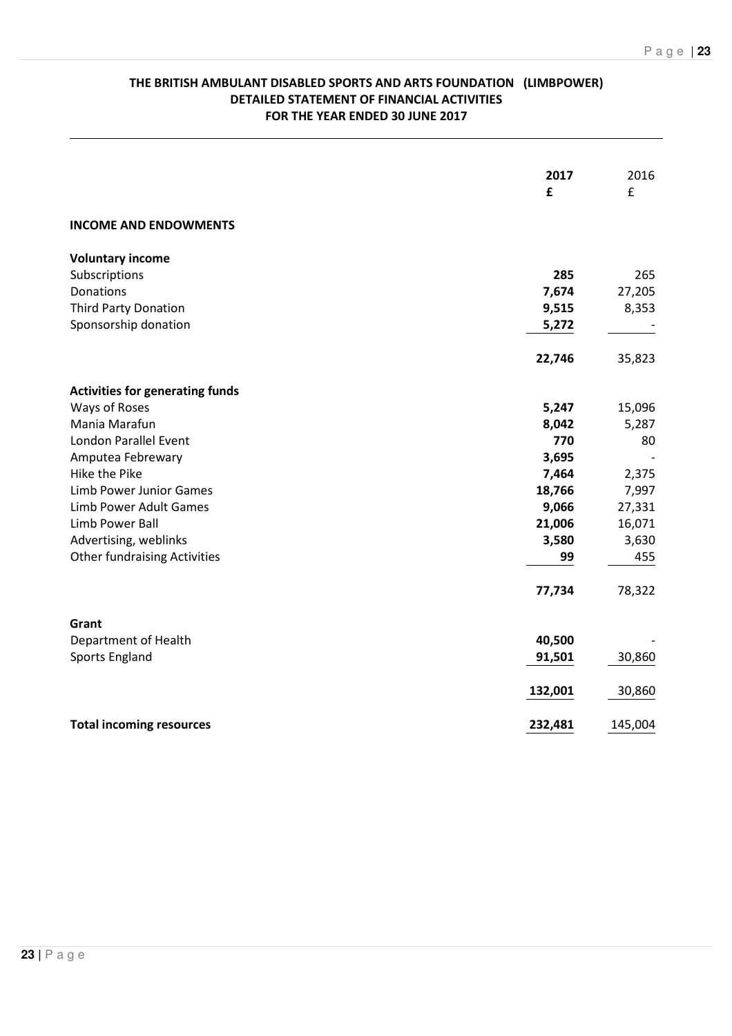**THE BRITISH AMBULANT DISABLED SPORTS AND ARTS FOUNDATION (LIMBPOWER)**
**DETAILED STATEMENT OF FINANCIAL ACTIVITIES**
**FOR THE YEAR ENDED 30 JUNE 2017**

| | **2017** | 2016 |
|---|---|---|
| | **£** | £ |
| **INCOME AND ENDOWMENTS** | | |
| **Voluntary income** | | |
| Subscriptions | **285** | 265 |
| Donations | **7,674** | 27,205 |
| Third Party Donation | **9,515** | 8,353 |
| Sponsorship donation | **5,272** | - |
| | **22,746** | 35,823 |
| **Activities for generating funds** | | |
| Ways of Roses | **5,247** | 15,096 |
| Mania Marafun | **8,042** | 5,287 |
| London Parallel Event | **770** | 80 |
| Amputea Febrewary | **3,695** | - |
| Hike the Pike | **7,464** | 2,375 |
| Limb Power Junior Games | **18,766** | 7,997 |
| Limb Power Adult Games | **9,066** | 27,331 |
| Limb Power Ball | **21,006** | 16,071 |
| Advertising, weblinks | **3,580** | 3,630 |
| Other fundraising Activities | **99** | 455 |
| | **77,734** | 78,322 |
| **Grant** | | |
| Department of Health | **40,500** | - |
| Sports England | **91,501** | 30,860 |
| | **132,001** | 30,860 |
| **Total incoming resources** | **232,481** | 145,004 |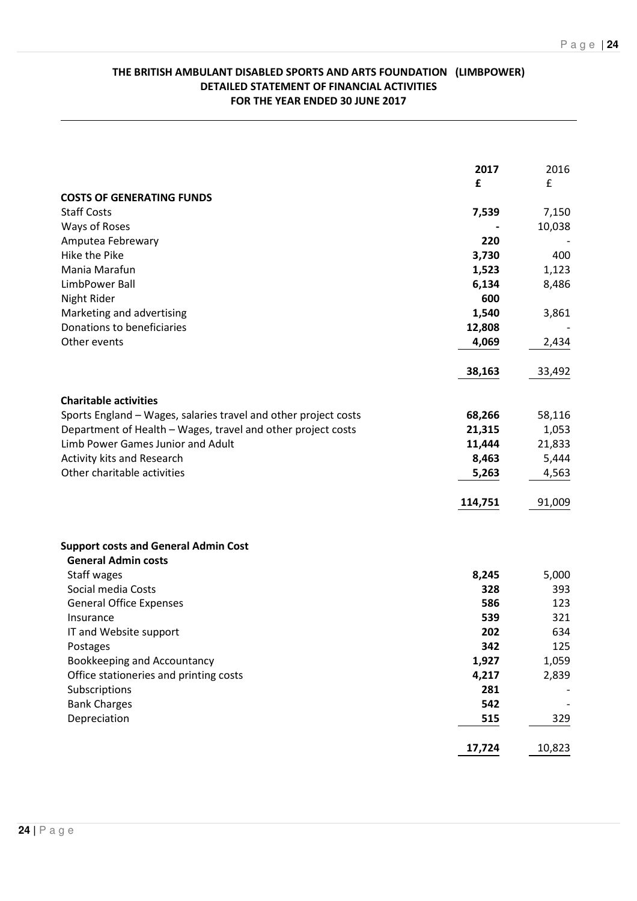**THE BRITISH AMBULANT DISABLED SPORTS AND ARTS FOUNDATION (LIMBPOWER)**
**DETAILED STATEMENT OF FINANCIAL ACTIVITIES**
**FOR THE YEAR ENDED 30 JUNE 2017**

| | **2017** | 2016 |
|---|---|---|
| | **£** | £ |
| **COSTS OF GENERATING FUNDS** | | |
| Staff Costs | **7,539** | 7,150 |
| Ways of Roses | **-** | 10,038 |
| Amputea Febrewary | **220** | - |
| Hike the Pike | **3,730** | 400 |
| Mania Marafun | **1,523** | 1,123 |
| LimbPower Ball | **6,134** | 8,486 |
| Night Rider | **600** | |
| Marketing and advertising | **1,540** | 3,861 |
| Donations to beneficiaries | **12,808** | - |
| Other events | **4,069** | 2,434 |
| | **38,163** | 33,492 |
| **Charitable activities** | | |
| Sports England – Wages, salaries travel and other project costs | **68,266** | 58,116 |
| Department of Health – Wages, travel and other project costs | **21,315** | 1,053 |
| Limb Power Games Junior and Adult | **11,444** | 21,833 |
| Activity kits and Research | **8,463** | 5,444 |
| Other charitable activities | **5,263** | 4,563 |
| | **114,751** | 91,009 |
| **Support costs and General Admin Cost** | | |
| **General Admin costs** | | |
| Staff wages | **8,245** | 5,000 |
| Social media Costs | **328** | 393 |
| General Office Expenses | **586** | 123 |
| Insurance | **539** | 321 |
| IT and Website support | **202** | 634 |
| Postages | **342** | 125 |
| Bookkeeping and Accountancy | **1,927** | 1,059 |
| Office stationeries and printing costs | **4,217** | 2,839 |
| Subscriptions | **281** | - |
| Bank Charges | **542** | - |
| Depreciation | **515** | 329 |
| | **17,724** | 10,823 |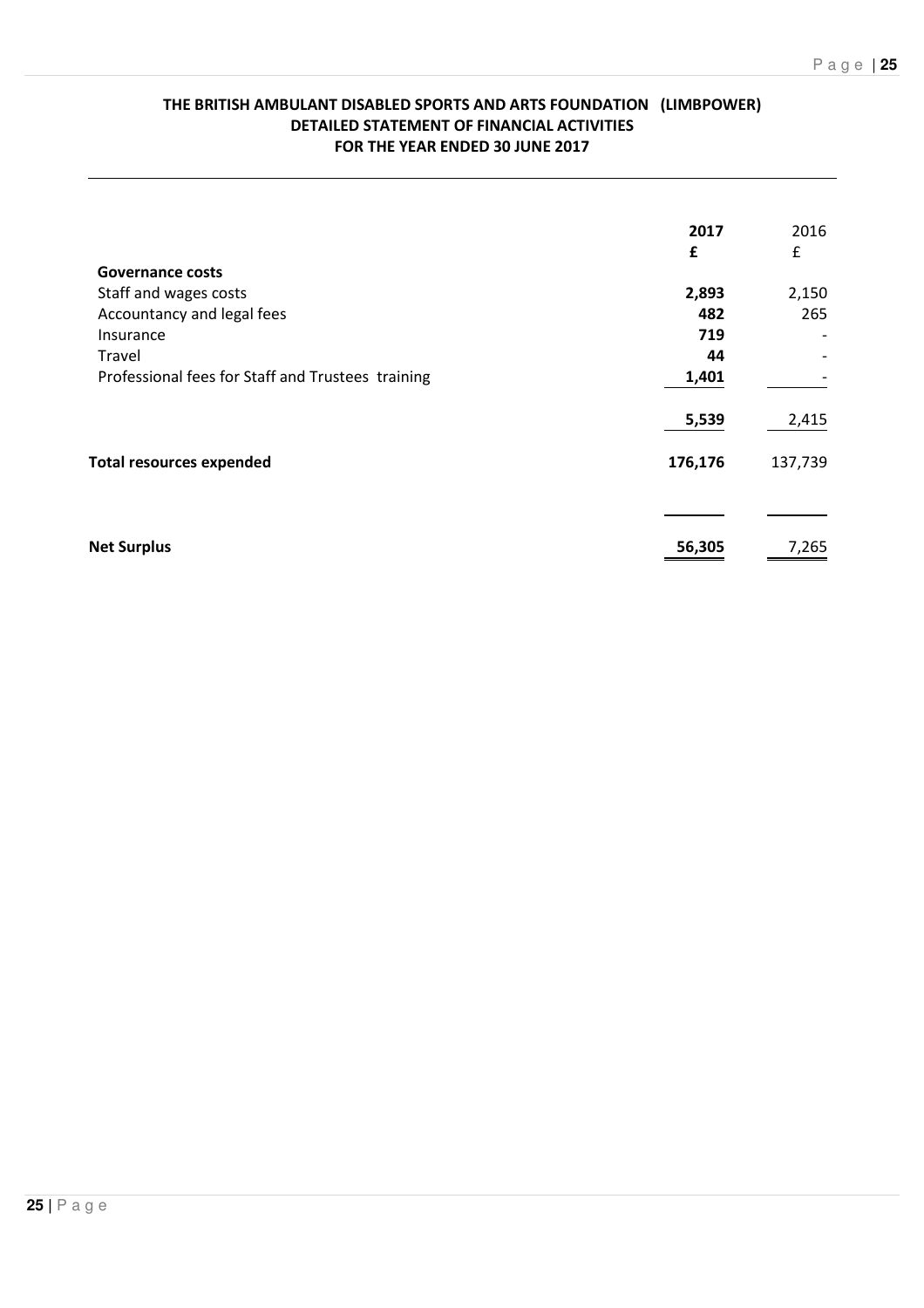**THE BRITISH AMBULANT DISABLED SPORTS AND ARTS FOUNDATION (LIMBPOWER)**
**DETAILED STATEMENT OF FINANCIAL ACTIVITIES**
**FOR THE YEAR ENDED 30 JUNE 2017**

| | 2017 | 2016 |
|---|---|---|
| | £ | £ |
| **Governance costs** | | |
| Staff and wages costs | **2,893** | 2,150 |
| Accountancy and legal fees | **482** | 265 |
| Insurance | **719** | - |
| Travel | **44** | - |
| Professional fees for Staff and Trustees training | **1,401** | - |
| | **5,539** | 2,415 |
| **Total resources expended** | **176,176** | 137,739 |
| **Net Surplus** | **56,305** | 7,265 |